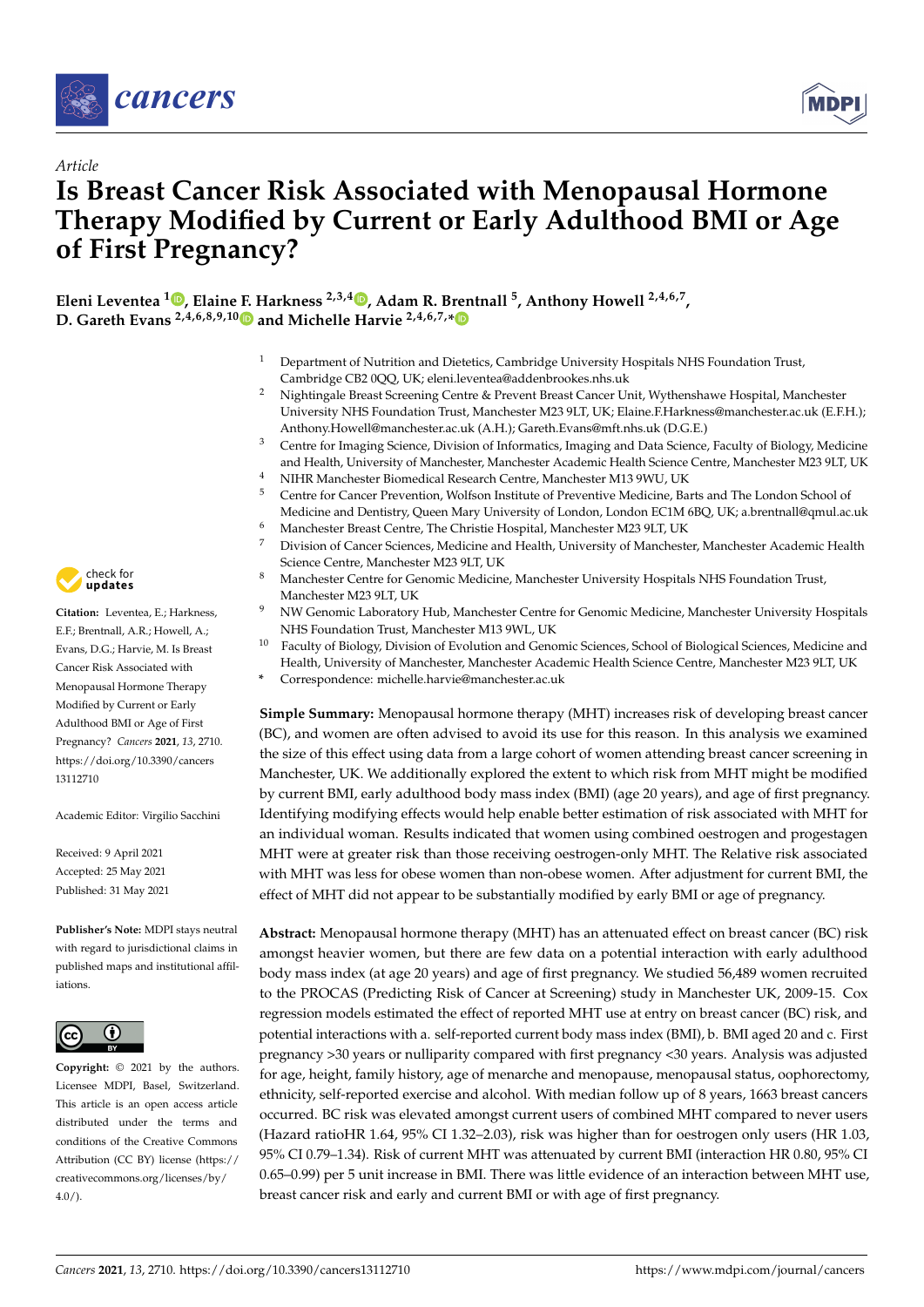*Article*

# Is Breast Cancer Risk Associated with Menopausal Hormone Therapy Modified by Current or Early Adulthood BMI or Age of First Pregnancy?

**Eleni Leventea [1], Elaine F. Harkness [2,3,4], Adam R. Brentnall [5], Anthony Howell [2,4,6,7], D. Gareth Evans [2,4,6,8,9,10] and Michelle Harvie [2,4,6,7,*]**

[1] Department of Nutrition and Dietetics, Cambridge University Hospitals NHS Foundation Trust, Cambridge CB2 0QQ, UK; eleni.leventea@addenbrookes.nhs.uk

[2] Nightingale Breast Screening Centre & Prevent Breast Cancer Unit, Wythenshawe Hospital, Manchester University NHS Foundation Trust, Manchester M23 9LT, UK; Elaine.F.Harkness@manchester.ac.uk (E.F.H.); Anthony.Howell@manchester.ac.uk (A.H.); Gareth.Evans@mft.nhs.uk (D.G.E.)

[3] Centre for Imaging Science, Division of Informatics, Imaging and Data Science, Faculty of Biology, Medicine and Health, University of Manchester, Manchester Academic Health Science Centre, Manchester M23 9LT, UK

[4] NIHR Manchester Biomedical Research Centre, Manchester M13 9WU, UK

[5] Centre for Cancer Prevention, Wolfson Institute of Preventive Medicine, Barts and The London School of Medicine and Dentistry, Queen Mary University of London, London EC1M 6BQ, UK; a.brentnall@qmul.ac.uk

[6] Manchester Breast Centre, The Christie Hospital, Manchester M23 9LT, UK

[7] Division of Cancer Sciences, Medicine and Health, University of Manchester, Manchester Academic Health Science Centre, Manchester M23 9LT, UK

[8] Manchester Centre for Genomic Medicine, Manchester University Hospitals NHS Foundation Trust, Manchester M23 9LT, UK

[9] NW Genomic Laboratory Hub, Manchester Centre for Genomic Medicine, Manchester University Hospitals NHS Foundation Trust, Manchester M13 9WL, UK

[10] Faculty of Biology, Division of Evolution and Genomic Sciences, School of Biological Sciences, Medicine and Health, University of Manchester, Manchester Academic Health Science Centre, Manchester M23 9LT, UK

\* Correspondence: michelle.harvie@manchester.ac.uk

**Citation:** Leventea, E.; Harkness, E.F.; Brentnall, A.R.; Howell, A.; Evans, D.G.; Harvie, M. Is Breast Cancer Risk Associated with Menopausal Hormone Therapy Modified by Current or Early Adulthood BMI or Age of First Pregnancy? *Cancers* **2021**, *13*, 2710. https://doi.org/10.3390/cancers13112710

Academic Editor: Virgilio Sacchini

Received: 9 April 2021
Accepted: 25 May 2021
Published: 31 May 2021

**Publisher's Note:** MDPI stays neutral with regard to jurisdictional claims in published maps and institutional affiliations.

**Copyright:** © 2021 by the authors. Licensee MDPI, Basel, Switzerland. This article is an open access article distributed under the terms and conditions of the Creative Commons Attribution (CC BY) license (https://creativecommons.org/licenses/by/4.0/).

**Simple Summary:** Menopausal hormone therapy (MHT) increases risk of developing breast cancer (BC), and women are often advised to avoid its use for this reason. In this analysis we examined the size of this effect using data from a large cohort of women attending breast cancer screening in Manchester, UK. We additionally explored the extent to which risk from MHT might be modified by current BMI, early adulthood body mass index (BMI) (age 20 years), and age of first pregnancy. Identifying modifying effects would help enable better estimation of risk associated with MHT for an individual woman. Results indicated that women using combined oestrogen and progestagen MHT were at greater risk than those receiving oestrogen-only MHT. The Relative risk associated with MHT was less for obese women than non-obese women. After adjustment for current BMI, the effect of MHT did not appear to be substantially modified by early BMI or age of pregnancy.

**Abstract:** Menopausal hormone therapy (MHT) has an attenuated effect on breast cancer (BC) risk amongst heavier women, but there are few data on a potential interaction with early adulthood body mass index (at age 20 years) and age of first pregnancy. We studied 56,489 women recruited to the PROCAS (Predicting Risk of Cancer at Screening) study in Manchester UK, 2009-15. Cox regression models estimated the effect of reported MHT use at entry on breast cancer (BC) risk, and potential interactions with a. self-reported current body mass index (BMI), b. BMI aged 20 and c. First pregnancy >30 years or nulliparity compared with first pregnancy <30 years. Analysis was adjusted for age, height, family history, age of menarche and menopause, menopausal status, oophorectomy, ethnicity, self-reported exercise and alcohol. With median follow up of 8 years, 1663 breast cancers occurred. BC risk was elevated amongst current users of combined MHT compared to never users (Hazard ratioHR 1.64, 95% CI 1.32–2.03), risk was higher than for oestrogen only users (HR 1.03, 95% CI 0.79–1.34). Risk of current MHT was attenuated by current BMI (interaction HR 0.80, 95% CI 0.65–0.99) per 5 unit increase in BMI. There was little evidence of an interaction between MHT use, breast cancer risk and early and current BMI or with age of first pregnancy.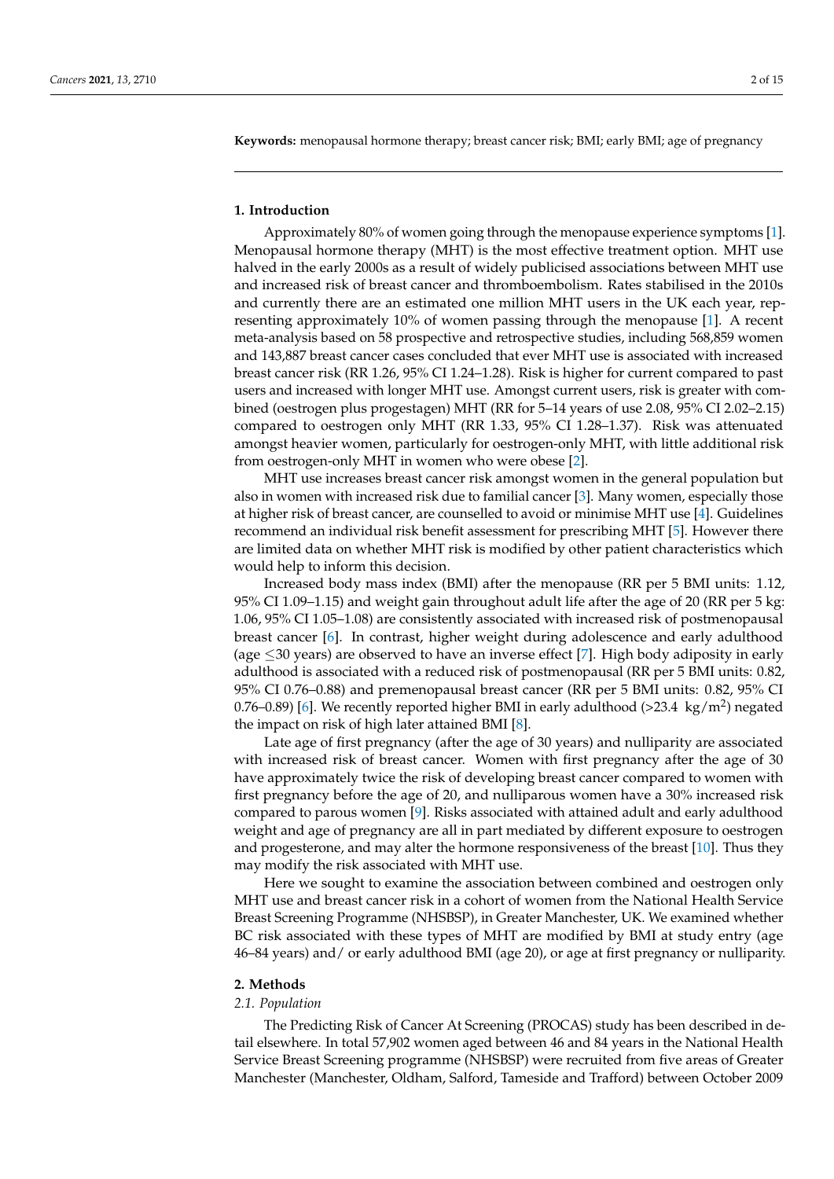**Keywords:** menopausal hormone therapy; breast cancer risk; BMI; early BMI; age of pregnancy

## 1. Introduction

Approximately 80% of women going through the menopause experience symptoms [1]. Menopausal hormone therapy (MHT) is the most effective treatment option. MHT use halved in the early 2000s as a result of widely publicised associations between MHT use and increased risk of breast cancer and thromboembolism. Rates stabilised in the 2010s and currently there are an estimated one million MHT users in the UK each year, representing approximately 10% of women passing through the menopause [1]. A recent meta-analysis based on 58 prospective and retrospective studies, including 568,859 women and 143,887 breast cancer cases concluded that ever MHT use is associated with increased breast cancer risk (RR 1.26, 95% CI 1.24–1.28). Risk is higher for current compared to past users and increased with longer MHT use. Amongst current users, risk is greater with combined (oestrogen plus progestagen) MHT (RR for 5–14 years of use 2.08, 95% CI 2.02–2.15) compared to oestrogen only MHT (RR 1.33, 95% CI 1.28–1.37). Risk was attenuated amongst heavier women, particularly for oestrogen-only MHT, with little additional risk from oestrogen-only MHT in women who were obese [2].

MHT use increases breast cancer risk amongst women in the general population but also in women with increased risk due to familial cancer [3]. Many women, especially those at higher risk of breast cancer, are counselled to avoid or minimise MHT use [4]. Guidelines recommend an individual risk benefit assessment for prescribing MHT [5]. However there are limited data on whether MHT risk is modified by other patient characteristics which would help to inform this decision.

Increased body mass index (BMI) after the menopause (RR per 5 BMI units: 1.12, 95% CI 1.09–1.15) and weight gain throughout adult life after the age of 20 (RR per 5 kg: 1.06, 95% CI 1.05–1.08) are consistently associated with increased risk of postmenopausal breast cancer [6]. In contrast, higher weight during adolescence and early adulthood (age $\leq$30 years) are observed to have an inverse effect [7]. High body adiposity in early adulthood is associated with a reduced risk of postmenopausal (RR per 5 BMI units: 0.82, 95% CI 0.76–0.88) and premenopausal breast cancer (RR per 5 BMI units: 0.82, 95% CI 0.76–0.89) [6]. We recently reported higher BMI in early adulthood (>23.4 $\mathrm{kg/m^2}$) negated the impact on risk of high later attained BMI [8].

Late age of first pregnancy (after the age of 30 years) and nulliparity are associated with increased risk of breast cancer. Women with first pregnancy after the age of 30 have approximately twice the risk of developing breast cancer compared to women with first pregnancy before the age of 20, and nulliparous women have a 30% increased risk compared to parous women [9]. Risks associated with attained adult and early adulthood weight and age of pregnancy are all in part mediated by different exposure to oestrogen and progesterone, and may alter the hormone responsiveness of the breast [10]. Thus they may modify the risk associated with MHT use.

Here we sought to examine the association between combined and oestrogen only MHT use and breast cancer risk in a cohort of women from the National Health Service Breast Screening Programme (NHSBSP), in Greater Manchester, UK. We examined whether BC risk associated with these types of MHT are modified by BMI at study entry (age 46–84 years) and/ or early adulthood BMI (age 20), or age at first pregnancy or nulliparity.

## 2. Methods

### *2.1. Population*

The Predicting Risk of Cancer At Screening (PROCAS) study has been described in detail elsewhere. In total 57,902 women aged between 46 and 84 years in the National Health Service Breast Screening programme (NHSBSP) were recruited from five areas of Greater Manchester (Manchester, Oldham, Salford, Tameside and Trafford) between October 2009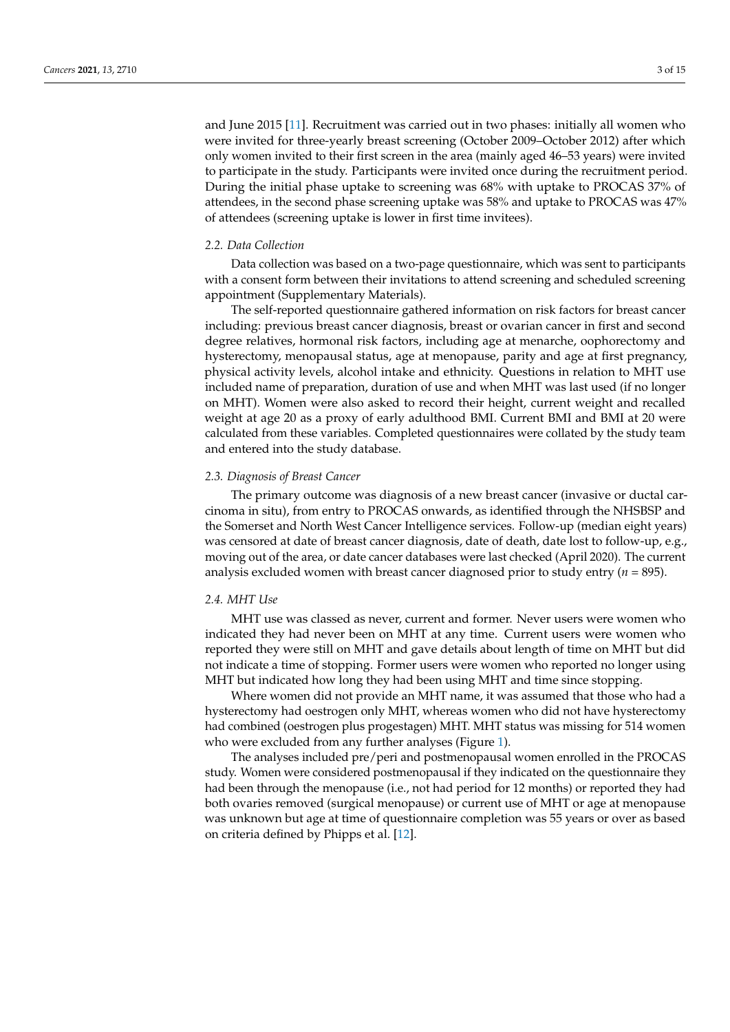and June 2015 [11]. Recruitment was carried out in two phases: initially all women who were invited for three-yearly breast screening (October 2009–October 2012) after which only women invited to their first screen in the area (mainly aged 46–53 years) were invited to participate in the study. Participants were invited once during the recruitment period. During the initial phase uptake to screening was 68% with uptake to PROCAS 37% of attendees, in the second phase screening uptake was 58% and uptake to PROCAS was 47% of attendees (screening uptake is lower in first time invitees).

### 2.2. Data Collection

Data collection was based on a two-page questionnaire, which was sent to participants with a consent form between their invitations to attend screening and scheduled screening appointment (Supplementary Materials).

The self-reported questionnaire gathered information on risk factors for breast cancer including: previous breast cancer diagnosis, breast or ovarian cancer in first and second degree relatives, hormonal risk factors, including age at menarche, oophorectomy and hysterectomy, menopausal status, age at menopause, parity and age at first pregnancy, physical activity levels, alcohol intake and ethnicity. Questions in relation to MHT use included name of preparation, duration of use and when MHT was last used (if no longer on MHT). Women were also asked to record their height, current weight and recalled weight at age 20 as a proxy of early adulthood BMI. Current BMI and BMI at 20 were calculated from these variables. Completed questionnaires were collated by the study team and entered into the study database.

### 2.3. Diagnosis of Breast Cancer

The primary outcome was diagnosis of a new breast cancer (invasive or ductal carcinoma in situ), from entry to PROCAS onwards, as identified through the NHSBSP and the Somerset and North West Cancer Intelligence services. Follow-up (median eight years) was censored at date of breast cancer diagnosis, date of death, date lost to follow-up, e.g., moving out of the area, or date cancer databases were last checked (April 2020). The current analysis excluded women with breast cancer diagnosed prior to study entry (*n* = 895).

### 2.4. MHT Use

MHT use was classed as never, current and former. Never users were women who indicated they had never been on MHT at any time. Current users were women who reported they were still on MHT and gave details about length of time on MHT but did not indicate a time of stopping. Former users were women who reported no longer using MHT but indicated how long they had been using MHT and time since stopping.

Where women did not provide an MHT name, it was assumed that those who had a hysterectomy had oestrogen only MHT, whereas women who did not have hysterectomy had combined (oestrogen plus progestagen) MHT. MHT status was missing for 514 women who were excluded from any further analyses (Figure 1).

The analyses included pre/peri and postmenopausal women enrolled in the PROCAS study. Women were considered postmenopausal if they indicated on the questionnaire they had been through the menopause (i.e., not had period for 12 months) or reported they had both ovaries removed (surgical menopause) or current use of MHT or age at menopause was unknown but age at time of questionnaire completion was 55 years or over as based on criteria defined by Phipps et al. [12].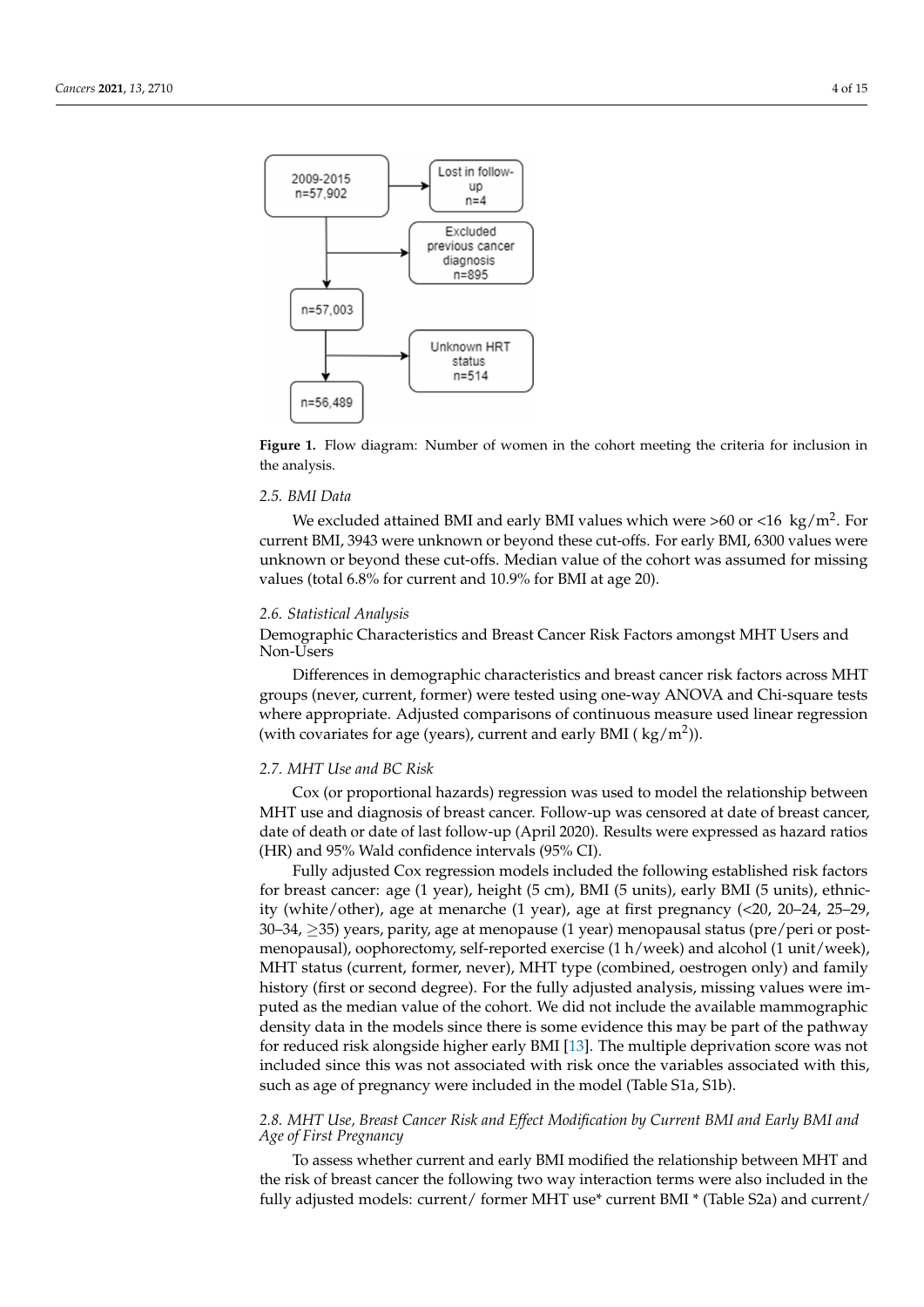Figure 1. Flow diagram: Number of women in the cohort meeting the criteria for inclusion in the analysis.

### 2.5. BMI Data

We excluded attained BMI and early BMI values which were >60 or <16 kg/m$^2$. For current BMI, 3943 were unknown or beyond these cut-offs. For early BMI, 6300 values were unknown or beyond these cut-offs. Median value of the cohort was assumed for missing values (total 6.8% for current and 10.9% for BMI at age 20).

### 2.6. Statistical Analysis

Demographic Characteristics and Breast Cancer Risk Factors amongst MHT Users and Non-Users

Differences in demographic characteristics and breast cancer risk factors across MHT groups (never, current, former) were tested using one-way ANOVA and Chi-square tests where appropriate. Adjusted comparisons of continuous measure used linear regression (with covariates for age (years), current and early BMI ( kg/m$^2$)).

### 2.7. MHT Use and BC Risk

Cox (or proportional hazards) regression was used to model the relationship between MHT use and diagnosis of breast cancer. Follow-up was censored at date of breast cancer, date of death or date of last follow-up (April 2020). Results were expressed as hazard ratios (HR) and 95% Wald confidence intervals (95% CI).

Fully adjusted Cox regression models included the following established risk factors for breast cancer: age (1 year), height (5 cm), BMI (5 units), early BMI (5 units), ethnicity (white/other), age at menarche (1 year), age at first pregnancy (<20, 20–24, 25–29, 30–34, ≥35) years, parity, age at menopause (1 year) menopausal status (pre/peri or postmenopausal), oophorectomy, self-reported exercise (1 h/week) and alcohol (1 unit/week), MHT status (current, former, never), MHT type (combined, oestrogen only) and family history (first or second degree). For the fully adjusted analysis, missing values were imputed as the median value of the cohort. We did not include the available mammographic density data in the models since there is some evidence this may be part of the pathway for reduced risk alongside higher early BMI [13]. The multiple deprivation score was not included since this was not associated with risk once the variables associated with this, such as age of pregnancy were included in the model (Table S1a, S1b).

### 2.8. MHT Use, Breast Cancer Risk and Effect Modification by Current BMI and Early BMI and Age of First Pregnancy

To assess whether current and early BMI modified the relationship between MHT and the risk of breast cancer the following two way interaction terms were also included in the fully adjusted models: current/ former MHT use* current BMI * (Table S2a) and current/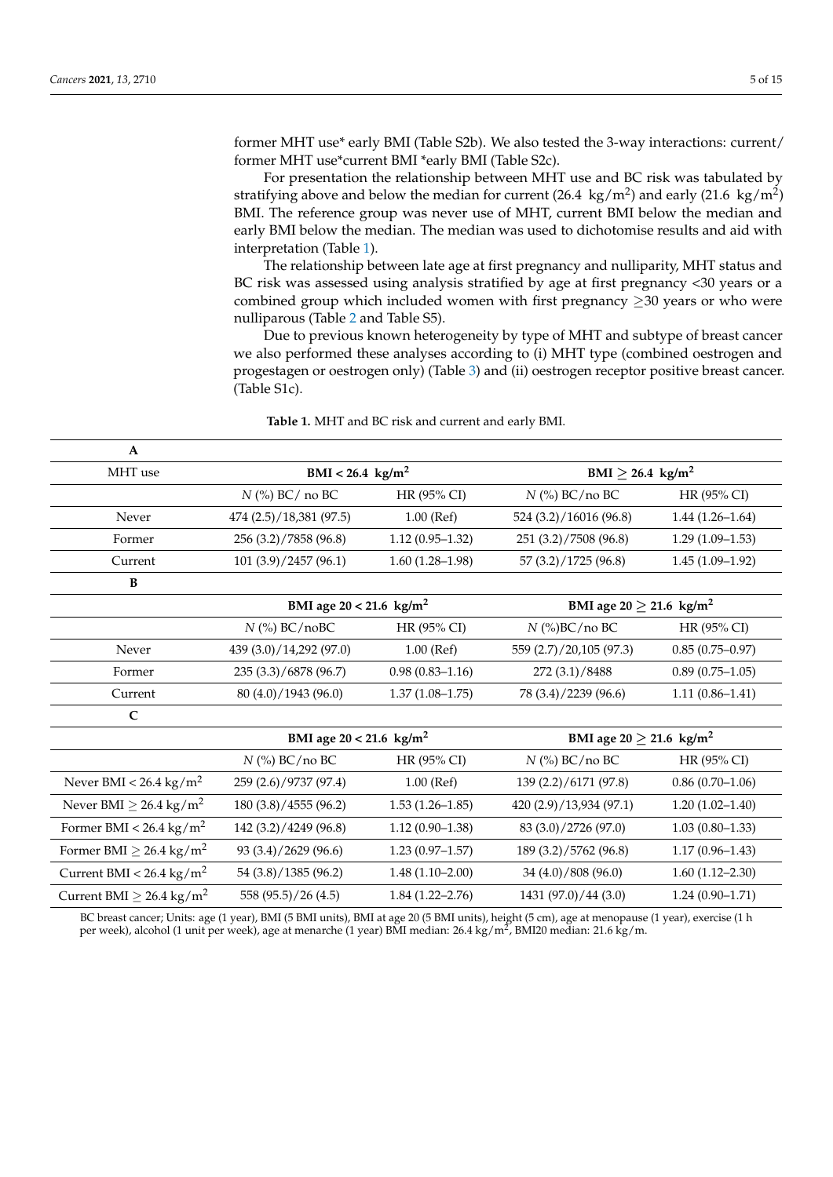former MHT use* early BMI (Table S2b). We also tested the 3-way interactions: current/ former MHT use*current BMI *early BMI (Table S2c).

For presentation the relationship between MHT use and BC risk was tabulated by stratifying above and below the median for current (26.4 kg/m$^2$) and early (21.6 kg/m$^2$) BMI. The reference group was never use of MHT, current BMI below the median and early BMI below the median. The median was used to dichotomise results and aid with interpretation (Table 1).

The relationship between late age at first pregnancy and nulliparity, MHT status and BC risk was assessed using analysis stratified by age at first pregnancy <30 years or a combined group which included women with first pregnancy ≥30 years or who were nulliparous (Table 2 and Table S5).

Due to previous known heterogeneity by type of MHT and subtype of breast cancer we also performed these analyses according to (i) MHT type (combined oestrogen and progestagen or oestrogen only) (Table 3) and (ii) oestrogen receptor positive breast cancer. (Table S1c).

**Table 1.** MHT and BC risk and current and early BMI.

| **A** | | | | |
|---|---|---|---|---|
| MHT use | **BMI < 26.4 kg/m$^2$** | | **BMI ≥ 26.4 kg/m$^2$** | |
| | *N* (%) BC/ no BC | HR (95% CI) | *N* (%) BC/no BC | HR (95% CI) |
| Never | 474 (2.5)/18,381 (97.5) | 1.00 (Ref) | 524 (3.2)/16016 (96.8) | 1.44 (1.26–1.64) |
| Former | 256 (3.2)/7858 (96.8) | 1.12 (0.95–1.32) | 251 (3.2)/7508 (96.8) | 1.29 (1.09–1.53) |
| Current | 101 (3.9)/2457 (96.1) | 1.60 (1.28–1.98) | 57 (3.2)/1725 (96.8) | 1.45 (1.09–1.92) |
| **B** | | | | |
| | **BMI age 20 < 21.6 kg/m$^2$** | | **BMI age 20 ≥ 21.6 kg/m$^2$** | |
| | *N* (%) BC/noBC | HR (95% CI) | *N* (%)BC/no BC | HR (95% CI) |
| Never | 439 (3.0)/14,292 (97.0) | 1.00 (Ref) | 559 (2.7)/20,105 (97.3) | 0.85 (0.75–0.97) |
| Former | 235 (3.3)/6878 (96.7) | 0.98 (0.83–1.16) | 272 (3.1)/8488 | 0.89 (0.75–1.05) |
| Current | 80 (4.0)/1943 (96.0) | 1.37 (1.08–1.75) | 78 (3.4)/2239 (96.6) | 1.11 (0.86–1.41) |
| **C** | | | | |
| | **BMI age 20 < 21.6 kg/m$^2$** | | **BMI age 20 ≥ 21.6 kg/m$^2$** | |
| | *N* (%) BC/no BC | HR (95% CI) | *N* (%) BC/no BC | HR (95% CI) |
| Never BMI < 26.4 kg/m$^2$ | 259 (2.6)/9737 (97.4) | 1.00 (Ref) | 139 (2.2)/6171 (97.8) | 0.86 (0.70–1.06) |
| Never BMI ≥ 26.4 kg/m$^2$ | 180 (3.8)/4555 (96.2) | 1.53 (1.26–1.85) | 420 (2.9)/13,934 (97.1) | 1.20 (1.02–1.40) |
| Former BMI < 26.4 kg/m$^2$ | 142 (3.2)/4249 (96.8) | 1.12 (0.90–1.38) | 83 (3.0)/2726 (97.0) | 1.03 (0.80–1.33) |
| Former BMI ≥ 26.4 kg/m$^2$ | 93 (3.4)/2629 (96.6) | 1.23 (0.97–1.57) | 189 (3.2)/5762 (96.8) | 1.17 (0.96–1.43) |
| Current BMI < 26.4 kg/m$^2$ | 54 (3.8)/1385 (96.2) | 1.48 (1.10–2.00) | 34 (4.0)/808 (96.0) | 1.60 (1.12–2.30) |
| Current BMI ≥ 26.4 kg/m$^2$ | 558 (95.5)/26 (4.5) | 1.84 (1.22–2.76) | 1431 (97.0)/44 (3.0) | 1.24 (0.90–1.71) |

BC breast cancer; Units: age (1 year), BMI (5 BMI units), BMI at age 20 (5 BMI units), height (5 cm), age at menopause (1 year), exercise (1 h per week), alcohol (1 unit per week), age at menarche (1 year) BMI median: 26.4 kg/m$^2$, BMI20 median: 21.6 kg/m.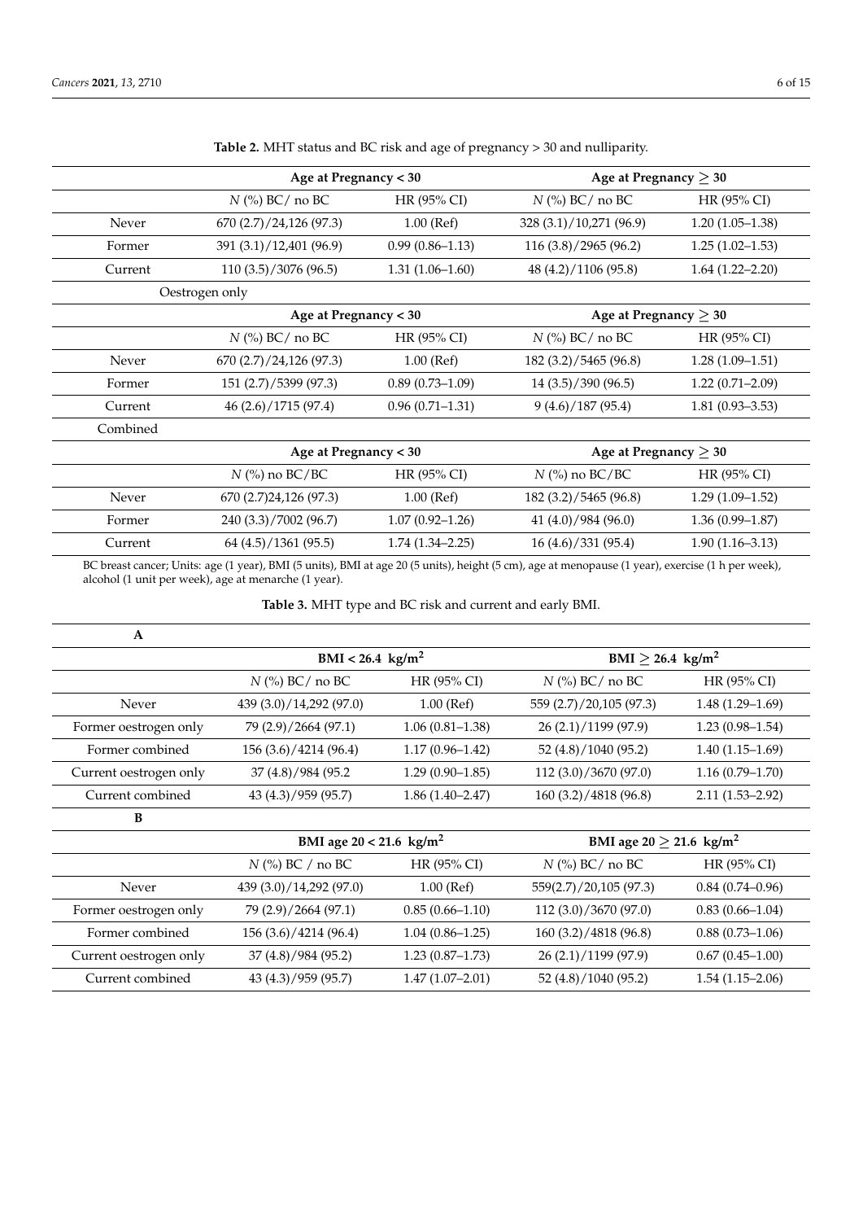**Table 2.** MHT status and BC risk and age of pregnancy > 30 and nulliparity.

| | Age at Pregnancy < 30 | | Age at Pregnancy ≥ 30 | |
|---|---|---|---|---|
| | *N* (%) BC/ no BC | HR (95% CI) | *N* (%) BC/ no BC | HR (95% CI) |
| Never | 670 (2.7)/24,126 (97.3) | 1.00 (Ref) | 328 (3.1)/10,271 (96.9) | 1.20 (1.05–1.38) |
| Former | 391 (3.1)/12,401 (96.9) | 0.99 (0.86–1.13) | 116 (3.8)/2965 (96.2) | 1.25 (1.02–1.53) |
| Current | 110 (3.5)/3076 (96.5) | 1.31 (1.06–1.60) | 48 (4.2)/1106 (95.8) | 1.64 (1.22–2.20) |
| Oestrogen only | | | | |
| | Age at Pregnancy < 30 | | Age at Pregnancy ≥ 30 | |
| | *N* (%) BC/ no BC | HR (95% CI) | *N* (%) BC/ no BC | HR (95% CI) |
| Never | 670 (2.7)/24,126 (97.3) | 1.00 (Ref) | 182 (3.2)/5465 (96.8) | 1.28 (1.09–1.51) |
| Former | 151 (2.7)/5399 (97.3) | 0.89 (0.73–1.09) | 14 (3.5)/390 (96.5) | 1.22 (0.71–2.09) |
| Current | 46 (2.6)/1715 (97.4) | 0.96 (0.71–1.31) | 9 (4.6)/187 (95.4) | 1.81 (0.93–3.53) |
| Combined | | | | |
| | Age at Pregnancy < 30 | | Age at Pregnancy ≥ 30 | |
| | *N* (%) no BC/BC | HR (95% CI) | *N* (%) no BC/BC | HR (95% CI) |
| Never | 670 (2.7)24,126 (97.3) | 1.00 (Ref) | 182 (3.2)/5465 (96.8) | 1.29 (1.09–1.52) |
| Former | 240 (3.3)/7002 (96.7) | 1.07 (0.92–1.26) | 41 (4.0)/984 (96.0) | 1.36 (0.99–1.87) |
| Current | 64 (4.5)/1361 (95.5) | 1.74 (1.34–2.25) | 16 (4.6)/331 (95.4) | 1.90 (1.16–3.13) |

BC breast cancer; Units: age (1 year), BMI (5 units), BMI at age 20 (5 units), height (5 cm), age at menopause (1 year), exercise (1 h per week), alcohol (1 unit per week), age at menarche (1 year).

**Table 3.** MHT type and BC risk and current and early BMI.

| **A** | | | | |
|---|---|---|---|---|
| | **BMI < 26.4 kg/m$^2$** | | **BMI ≥ 26.4 kg/m$^2$** | |
| | *N* (%) BC/ no BC | HR (95% CI) | *N* (%) BC/ no BC | HR (95% CI) |
| Never | 439 (3.0)/14,292 (97.0) | 1.00 (Ref) | 559 (2.7)/20,105 (97.3) | 1.48 (1.29–1.69) |
| Former oestrogen only | 79 (2.9)/2664 (97.1) | 1.06 (0.81–1.38) | 26 (2.1)/1199 (97.9) | 1.23 (0.98–1.54) |
| Former combined | 156 (3.6)/4214 (96.4) | 1.17 (0.96–1.42) | 52 (4.8)/1040 (95.2) | 1.40 (1.15–1.69) |
| Current oestrogen only | 37 (4.8)/984 (95.2 | 1.29 (0.90–1.85) | 112 (3.0)/3670 (97.0) | 1.16 (0.79–1.70) |
| Current combined | 43 (4.3)/959 (95.7) | 1.86 (1.40–2.47) | 160 (3.2)/4818 (96.8) | 2.11 (1.53–2.92) |
| **B** | | | | |
| | **BMI age 20 < 21.6 kg/m$^2$** | | **BMI age 20 ≥ 21.6 kg/m$^2$** | |
| | *N* (%) BC / no BC | HR (95% CI) | *N* (%) BC/ no BC | HR (95% CI) |
| Never | 439 (3.0)/14,292 (97.0) | 1.00 (Ref) | 559(2.7)/20,105 (97.3) | 0.84 (0.74–0.96) |
| Former oestrogen only | 79 (2.9)/2664 (97.1) | 0.85 (0.66–1.10) | 112 (3.0)/3670 (97.0) | 0.83 (0.66–1.04) |
| Former combined | 156 (3.6)/4214 (96.4) | 1.04 (0.86–1.25) | 160 (3.2)/4818 (96.8) | 0.88 (0.73–1.06) |
| Current oestrogen only | 37 (4.8)/984 (95.2) | 1.23 (0.87–1.73) | 26 (2.1)/1199 (97.9) | 0.67 (0.45–1.00) |
| Current combined | 43 (4.3)/959 (95.7) | 1.47 (1.07–2.01) | 52 (4.8)/1040 (95.2) | 1.54 (1.15–2.06) |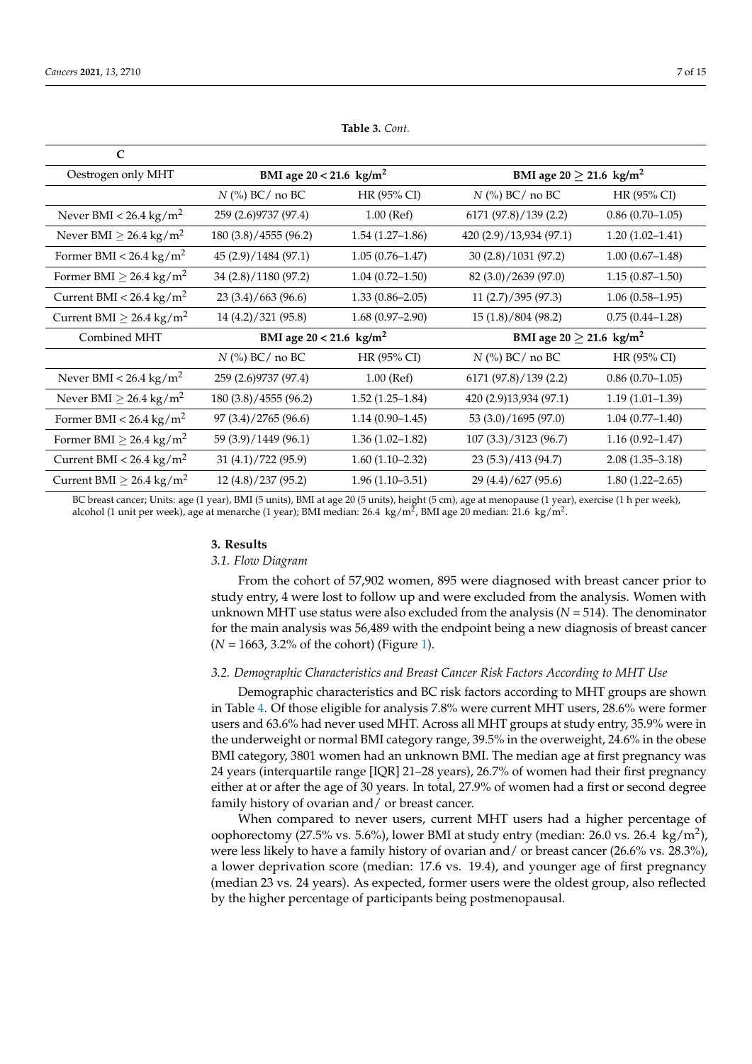**Table 3.** *Cont.*

| C | | | | |
|---|---|---|---|---|
| Oestrogen only MHT | **BMI age 20 < 21.6 kg/m$^2$** | | **BMI age 20 ≥ 21.6 kg/m$^2$** | |
| | *N* (%) BC/ no BC | HR (95% CI) | *N* (%) BC/ no BC | HR (95% CI) |
| Never BMI < 26.4 kg/m$^2$ | 259 (2.6)9737 (97.4) | 1.00 (Ref) | 6171 (97.8)/139 (2.2) | 0.86 (0.70–1.05) |
| Never BMI ≥ 26.4 kg/m$^2$ | 180 (3.8)/4555 (96.2) | 1.54 (1.27–1.86) | 420 (2.9)/13,934 (97.1) | 1.20 (1.02–1.41) |
| Former BMI < 26.4 kg/m$^2$ | 45 (2.9)/1484 (97.1) | 1.05 (0.76–1.47) | 30 (2.8)/1031 (97.2) | 1.00 (0.67–1.48) |
| Former BMI ≥ 26.4 kg/m$^2$ | 34 (2.8)/1180 (97.2) | 1.04 (0.72–1.50) | 82 (3.0)/2639 (97.0) | 1.15 (0.87–1.50) |
| Current BMI < 26.4 kg/m$^2$ | 23 (3.4)/663 (96.6) | 1.33 (0.86–2.05) | 11 (2.7)/395 (97.3) | 1.06 (0.58–1.95) |
| Current BMI ≥ 26.4 kg/m$^2$ | 14 (4.2)/321 (95.8) | 1.68 (0.97–2.90) | 15 (1.8)/804 (98.2) | 0.75 (0.44–1.28) |
| Combined MHT | **BMI age 20 < 21.6 kg/m$^2$** | | **BMI age 20 ≥ 21.6 kg/m$^2$** | |
| | *N* (%) BC/ no BC | HR (95% CI) | *N* (%) BC/ no BC | HR (95% CI) |
| Never BMI < 26.4 kg/m$^2$ | 259 (2.6)9737 (97.4) | 1.00 (Ref) | 6171 (97.8)/139 (2.2) | 0.86 (0.70–1.05) |
| Never BMI ≥ 26.4 kg/m$^2$ | 180 (3.8)/4555 (96.2) | 1.52 (1.25–1.84) | 420 (2.9)13,934 (97.1) | 1.19 (1.01–1.39) |
| Former BMI < 26.4 kg/m$^2$ | 97 (3.4)/2765 (96.6) | 1.14 (0.90–1.45) | 53 (3.0)/1695 (97.0) | 1.04 (0.77–1.40) |
| Former BMI ≥ 26.4 kg/m$^2$ | 59 (3.9)/1449 (96.1) | 1.36 (1.02–1.82) | 107 (3.3)/3123 (96.7) | 1.16 (0.92–1.47) |
| Current BMI < 26.4 kg/m$^2$ | 31 (4.1)/722 (95.9) | 1.60 (1.10–2.32) | 23 (5.3)/413 (94.7) | 2.08 (1.35–3.18) |
| Current BMI ≥ 26.4 kg/m$^2$ | 12 (4.8)/237 (95.2) | 1.96 (1.10–3.51) | 29 (4.4)/627 (95.6) | 1.80 (1.22–2.65) |

BC breast cancer; Units: age (1 year), BMI (5 units), BMI at age 20 (5 units), height (5 cm), age at menopause (1 year), exercise (1 h per week), alcohol (1 unit per week), age at menarche (1 year); BMI median: 26.4 kg/m$^2$, BMI age 20 median: 21.6 kg/m$^2$.

## 3. Results

### *3.1. Flow Diagram*

From the cohort of 57,902 women, 895 were diagnosed with breast cancer prior to study entry, 4 were lost to follow up and were excluded from the analysis. Women with unknown MHT use status were also excluded from the analysis (*N* = 514). The denominator for the main analysis was 56,489 with the endpoint being a new diagnosis of breast cancer (*N* = 1663, 3.2% of the cohort) (Figure 1).

### *3.2. Demographic Characteristics and Breast Cancer Risk Factors According to MHT Use*

Demographic characteristics and BC risk factors according to MHT groups are shown in Table 4. Of those eligible for analysis 7.8% were current MHT users, 28.6% were former users and 63.6% had never used MHT. Across all MHT groups at study entry, 35.9% were in the underweight or normal BMI category range, 39.5% in the overweight, 24.6% in the obese BMI category, 3801 women had an unknown BMI. The median age at first pregnancy was 24 years (interquartile range [IQR] 21–28 years), 26.7% of women had their first pregnancy either at or after the age of 30 years. In total, 27.9% of women had a first or second degree family history of ovarian and/ or breast cancer.

When compared to never users, current MHT users had a higher percentage of oophorectomy (27.5% vs. 5.6%), lower BMI at study entry (median: 26.0 vs. 26.4 kg/m$^2$), were less likely to have a family history of ovarian and/ or breast cancer (26.6% vs. 28.3%), a lower deprivation score (median: 17.6 vs. 19.4), and younger age of first pregnancy (median 23 vs. 24 years). As expected, former users were the oldest group, also reflected by the higher percentage of participants being postmenopausal.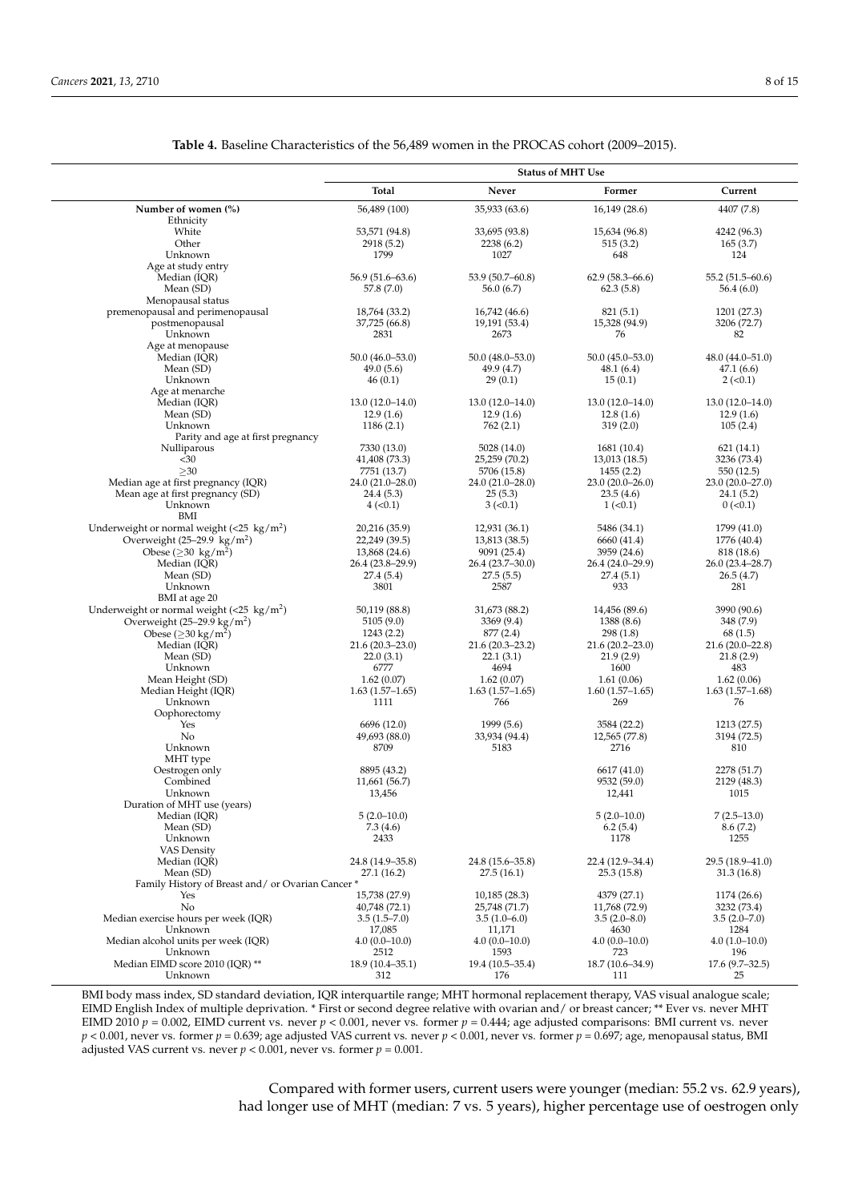**Table 4.** Baseline Characteristics of the 56,489 women in the PROCAS cohort (2009–2015).

| | Status of MHT Use | | | |
|---|---|---|---|---|
| | **Total** | **Never** | **Former** | **Current** |
| **Number of women (%)** | 56,489 (100) | 35,933 (63.6) | 16,149 (28.6) | 4407 (7.8) |
| Ethnicity | | | | |
| White | 53,571 (94.8) | 33,695 (93.8) | 15,634 (96.8) | 4242 (96.3) |
| Other | 2918 (5.2) | 2238 (6.2) | 515 (3.2) | 165 (3.7) |
| Unknown | 1799 | 1027 | 648 | 124 |
| Age at study entry | | | | |
| Median (IQR) | 56.9 (51.6–63.6) | 53.9 (50.7–60.8) | 62.9 (58.3–66.6) | 55.2 (51.5–60.6) |
| Mean (SD) | 57.8 (7.0) | 56.0 (6.7) | 62.3 (5.8) | 56.4 (6.0) |
| Menopausal status | | | | |
| premenopausal and perimenopausal | 18,764 (33.2) | 16,742 (46.6) | 821 (5.1) | 1201 (27.3) |
| postmenopausal | 37,725 (66.8) | 19,191 (53.4) | 15,328 (94.9) | 3206 (72.7) |
| Unknown | 2831 | 2673 | 76 | 82 |
| Age at menopause | | | | |
| Median (IQR) | 50.0 (46.0–53.0) | 50.0 (48.0–53.0) | 50.0 (45.0–53.0) | 48.0 (44.0–51.0) |
| Mean (SD) | 49.0 (5.6) | 49.9 (4.7) | 48.1 (6.4) | 47.1 (6.6) |
| Unknown | 46 (0.1) | 29 (0.1) | 15 (0.1) | 2 (<0.1) |
| Age at menarche | | | | |
| Median (IQR) | 13.0 (12.0–14.0) | 13.0 (12.0–14.0) | 13.0 (12.0–14.0) | 13.0 (12.0–14.0) |
| Mean (SD) | 12.9 (1.6) | 12.9 (1.6) | 12.8 (1.6) | 12.9 (1.6) |
| Unknown | 1186 (2.1) | 762 (2.1) | 319 (2.0) | 105 (2.4) |
| Parity and age at first pregnancy | | | | |
| Nulliparous | 7330 (13.0) | 5028 (14.0) | 1681 (10.4) | 621 (14.1) |
| <30 | 41,408 (73.3) | 25,259 (70.2) | 13,013 (18.5) | 3236 (73.4) |
| ≥30 | 7751 (13.7) | 5706 (15.8) | 1455 (2.2) | 550 (12.5) |
| Median age at first pregnancy (IQR) | 24.0 (21.0–28.0) | 24.0 (21.0–28.0) | 23.0 (20.0–26.0) | 23.0 (20.0–27.0) |
| Mean age at first pregnancy (SD) | 24.4 (5.3) | 25 (5.3) | 23.5 (4.6) | 24.1 (5.2) |
| Unknown | 4 (<0.1) | 3 (<0.1) | 1 (<0.1) | 0 (<0.1) |
| BMI | | | | |
| Underweight or normal weight (<25 kg/m$^2$) | 20,216 (35.9) | 12,931 (36.1) | 5486 (34.1) | 1799 (41.0) |
| Overweight (25–29.9 kg/m$^2$) | 22,249 (39.5) | 13,813 (38.5) | 6660 (41.4) | 1776 (40.4) |
| Obese (≥30 kg/m$^2$) | 13,868 (24.6) | 9091 (25.4) | 3959 (24.6) | 818 (18.6) |
| Median (IQR) | 26.4 (23.8–29.9) | 26.4 (23.7–30.0) | 26.4 (24.0–29.9) | 26.0 (23.4–28.7) |
| Mean (SD) | 27.4 (5.4) | 27.5 (5.5) | 27.4 (5.1) | 26.5 (4.7) |
| Unknown | 3801 | 2587 | 933 | 281 |
| BMI at age 20 | | | | |
| Underweight or normal weight (<25 kg/m$^2$) | 50,119 (88.8) | 31,673 (88.2) | 14,456 (89.6) | 3990 (90.6) |
| Overweight (25–29.9 kg/m$^2$) | 5105 (9.0) | 3369 (9.4) | 1388 (8.6) | 348 (7.9) |
| Obese (≥30 kg/m$^2$) | 1243 (2.2) | 877 (2.4) | 298 (1.8) | 68 (1.5) |
| Median (IQR) | 21.6 (20.3–23.0) | 21.6 (20.3–23.2) | 21.6 (20.2–23.0) | 21.6 (20.0–22.8) |
| Mean (SD) | 22.0 (3.1) | 22.1 (3.1) | 21.9 (2.9) | 21.8 (2.9) |
| Unknown | 6777 | 4694 | 1600 | 483 |
| Mean Height (SD) | 1.62 (0.07) | 1.62 (0.07) | 1.61 (0.06) | 1.62 (0.06) |
| Median Height (IQR) | 1.63 (1.57–1.65) | 1.63 (1.57–1.65) | 1.60 (1.57–1.65) | 1.63 (1.57–1.68) |
| Unknown | 1111 | 766 | 269 | 76 |
| Oophorectomy | | | | |
| Yes | 6696 (12.0) | 1999 (5.6) | 3584 (22.2) | 1213 (27.5) |
| No | 49,693 (88.0) | 33,934 (94.4) | 12,565 (77.8) | 3194 (72.5) |
| Unknown | 8709 | 5183 | 2716 | 810 |
| MHT type | | | | |
| Oestrogen only | 8895 (43.2) | | 6617 (41.0) | 2278 (51.7) |
| Combined | 11,661 (56.7) | | 9532 (59.0) | 2129 (48.3) |
| Unknown | 13,456 | | 12,441 | 1015 |
| Duration of MHT use (years) | | | | |
| Median (IQR) | 5 (2.0–10.0) | | 5 (2.0–10.0) | 7 (2.5–13.0) |
| Mean (SD) | 7.3 (4.6) | | 6.2 (5.4) | 8.6 (7.2) |
| Unknown | 2433 | | 1178 | 1255 |
| VAS Density | | | | |
| Median (IQR) | 24.8 (14.9–35.8) | 24.8 (15.6–35.8) | 22.4 (12.9–34.4) | 29.5 (18.9–41.0) |
| Mean (SD) | 27.1 (16.2) | 27.5 (16.1) | 25.3 (15.8) | 31.3 (16.8) |
| Family History of Breast and/ or Ovarian Cancer * | | | | |
| Yes | 15,738 (27.9) | 10,185 (28.3) | 4379 (27.1) | 1174 (26.6) |
| No | 40,748 (72.1) | 25,748 (71.7) | 11,768 (72.9) | 3232 (73.4) |
| Median exercise hours per week (IQR) | 3.5 (1.5–7.0) | 3.5 (1.0–6.0) | 3.5 (2.0–8.0) | 3.5 (2.0–7.0) |
| Unknown | 17,085 | 11,171 | 4630 | 1284 |
| Median alcohol units per week (IQR) | 4.0 (0.0–10.0) | 4.0 (0.0–10.0) | 4.0 (0.0–10.0) | 4.0 (1.0–10.0) |
| Unknown | 2512 | 1593 | 723 | 196 |
| Median EIMD score 2010 (IQR) ** | 18.9 (10.4–35.1) | 19.4 (10.5–35.4) | 18.7 (10.6–34.9) | 17.6 (9.7–32.5) |
| Unknown | 312 | 176 | 111 | 25 |

BMI body mass index, SD standard deviation, IQR interquartile range; MHT hormonal replacement therapy, VAS visual analogue scale; EIMD English Index of multiple deprivation. * First or second degree relative with ovarian and/ or breast cancer; ** Ever vs. never MHT EIMD 2010 $p = 0.002$, EIMD current vs. never $p < 0.001$, never vs. former $p = 0.444$; age adjusted comparisons: BMI current vs. never $p < 0.001$, never vs. former $p = 0.639$; age adjusted VAS current vs. never $p < 0.001$, never vs. former $p = 0.697$; age, menopausal status, BMI adjusted VAS current vs. never $p < 0.001$, never vs. former $p = 0.001$.

Compared with former users, current users were younger (median: 55.2 vs. 62.9 years), had longer use of MHT (median: 7 vs. 5 years), higher percentage use of oestrogen only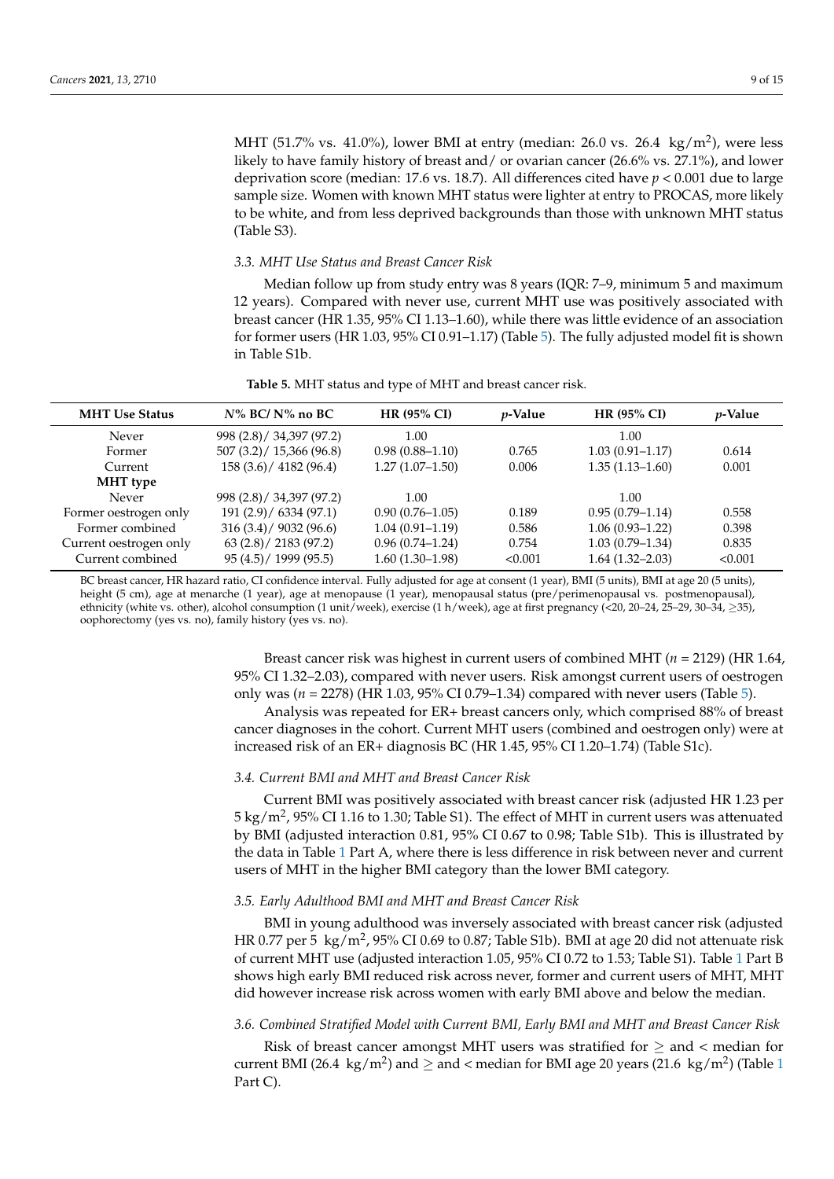MHT (51.7% vs. 41.0%), lower BMI at entry (median: 26.0 vs. 26.4 $kg/m^2$), were less likely to have family history of breast and/ or ovarian cancer (26.6% vs. 27.1%), and lower deprivation score (median: 17.6 vs. 18.7). All differences cited have $p < 0.001$ due to large sample size. Women with known MHT status were lighter at entry to PROCAS, more likely to be white, and from less deprived backgrounds than those with unknown MHT status (Table S3).

### *3.3. MHT Use Status and Breast Cancer Risk*

Median follow up from study entry was 8 years (IQR: 7–9, minimum 5 and maximum 12 years). Compared with never use, current MHT use was positively associated with breast cancer (HR 1.35, 95% CI 1.13–1.60), while there was little evidence of an association for former users (HR 1.03, 95% CI 0.91–1.17) (Table 5). The fully adjusted model fit is shown in Table S1b.

**Table 5.** MHT status and type of MHT and breast cancer risk.

| MHT Use Status | *N*% BC/ N% no BC | HR (95% CI) | *p*-Value | HR (95% CI) | *p*-Value |
|---|---|---|---|---|---|
| Never | 998 (2.8)/ 34,397 (97.2) | 1.00 | | 1.00 | |
| Former | 507 (3.2)/ 15,366 (96.8) | 0.98 (0.88–1.10) | 0.765 | 1.03 (0.91–1.17) | 0.614 |
| Current | 158 (3.6)/ 4182 (96.4) | 1.27 (1.07–1.50) | 0.006 | 1.35 (1.13–1.60) | 0.001 |
| **MHT type** | | | | | |
| Never | 998 (2.8)/ 34,397 (97.2) | 1.00 | | 1.00 | |
| Former oestrogen only | 191 (2.9)/ 6334 (97.1) | 0.90 (0.76–1.05) | 0.189 | 0.95 (0.79–1.14) | 0.558 |
| Former combined | 316 (3.4)/ 9032 (96.6) | 1.04 (0.91–1.19) | 0.586 | 1.06 (0.93–1.22) | 0.398 |
| Current oestrogen only | 63 (2.8)/ 2183 (97.2) | 0.96 (0.74–1.24) | 0.754 | 1.03 (0.79–1.34) | 0.835 |
| Current combined | 95 (4.5)/ 1999 (95.5) | 1.60 (1.30–1.98) | <0.001 | 1.64 (1.32–2.03) | <0.001 |

BC breast cancer, HR hazard ratio, CI confidence interval. Fully adjusted for age at consent (1 year), BMI (5 units), BMI at age 20 (5 units), height (5 cm), age at menarche (1 year), age at menopause (1 year), menopausal status (pre/perimenopausal vs. postmenopausal), ethnicity (white vs. other), alcohol consumption (1 unit/week), exercise (1 h/week), age at first pregnancy (<20, 20–24, 25–29, 30–34, ≥35), oophorectomy (yes vs. no), family history (yes vs. no).

Breast cancer risk was highest in current users of combined MHT ($n$ = 2129) (HR 1.64, 95% CI 1.32–2.03), compared with never users. Risk amongst current users of oestrogen only was ($n$ = 2278) (HR 1.03, 95% CI 0.79–1.34) compared with never users (Table 5).

Analysis was repeated for ER+ breast cancers only, which comprised 88% of breast cancer diagnoses in the cohort. Current MHT users (combined and oestrogen only) were at increased risk of an ER+ diagnosis BC (HR 1.45, 95% CI 1.20–1.74) (Table S1c).

### *3.4. Current BMI and MHT and Breast Cancer Risk*

Current BMI was positively associated with breast cancer risk (adjusted HR 1.23 per 5 $kg/m^2$, 95% CI 1.16 to 1.30; Table S1). The effect of MHT in current users was attenuated by BMI (adjusted interaction 0.81, 95% CI 0.67 to 0.98; Table S1b). This is illustrated by the data in Table 1 Part A, where there is less difference in risk between never and current users of MHT in the higher BMI category than the lower BMI category.

### *3.5. Early Adulthood BMI and MHT and Breast Cancer Risk*

BMI in young adulthood was inversely associated with breast cancer risk (adjusted HR 0.77 per 5 $kg/m^2$, 95% CI 0.69 to 0.87; Table S1b). BMI at age 20 did not attenuate risk of current MHT use (adjusted interaction 1.05, 95% CI 0.72 to 1.53; Table S1). Table 1 Part B shows high early BMI reduced risk across never, former and current users of MHT, MHT did however increase risk across women with early BMI above and below the median.

### *3.6. Combined Stratified Model with Current BMI, Early BMI and MHT and Breast Cancer Risk*

Risk of breast cancer amongst MHT users was stratified for ≥ and < median for current BMI (26.4 $kg/m^2$) and ≥ and < median for BMI age 20 years (21.6 $kg/m^2$) (Table 1 Part C).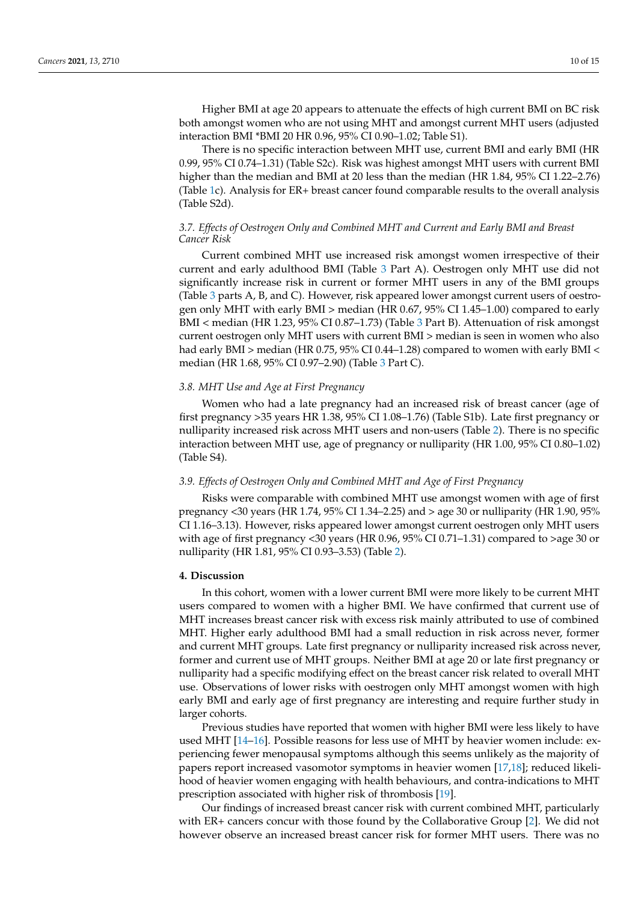Higher BMI at age 20 appears to attenuate the effects of high current BMI on BC risk both amongst women who are not using MHT and amongst current MHT users (adjusted interaction BMI *BMI 20 HR 0.96, 95% CI 0.90–1.02; Table S1).

There is no specific interaction between MHT use, current BMI and early BMI (HR 0.99, 95% CI 0.74–1.31) (Table S2c). Risk was highest amongst MHT users with current BMI higher than the median and BMI at 20 less than the median (HR 1.84, 95% CI 1.22–2.76) (Table 1c). Analysis for ER+ breast cancer found comparable results to the overall analysis (Table S2d).

### *3.7. Effects of Oestrogen Only and Combined MHT and Current and Early BMI and Breast Cancer Risk*

Current combined MHT use increased risk amongst women irrespective of their current and early adulthood BMI (Table 3 Part A). Oestrogen only MHT use did not significantly increase risk in current or former MHT users in any of the BMI groups (Table 3 parts A, B, and C). However, risk appeared lower amongst current users of oestrogen only MHT with early BMI > median (HR 0.67, 95% CI 1.45–1.00) compared to early BMI < median (HR 1.23, 95% CI 0.87–1.73) (Table 3 Part B). Attenuation of risk amongst current oestrogen only MHT users with current BMI > median is seen in women who also had early BMI > median (HR 0.75, 95% CI 0.44–1.28) compared to women with early BMI < median (HR 1.68, 95% CI 0.97–2.90) (Table 3 Part C).

### *3.8. MHT Use and Age at First Pregnancy*

Women who had a late pregnancy had an increased risk of breast cancer (age of first pregnancy >35 years HR 1.38, 95% CI 1.08–1.76) (Table S1b). Late first pregnancy or nulliparity increased risk across MHT users and non-users (Table 2). There is no specific interaction between MHT use, age of pregnancy or nulliparity (HR 1.00, 95% CI 0.80–1.02) (Table S4).

### *3.9. Effects of Oestrogen Only and Combined MHT and Age of First Pregnancy*

Risks were comparable with combined MHT use amongst women with age of first pregnancy <30 years (HR 1.74, 95% CI 1.34–2.25) and > age 30 or nulliparity (HR 1.90, 95% CI 1.16–3.13). However, risks appeared lower amongst current oestrogen only MHT users with age of first pregnancy <30 years (HR 0.96, 95% CI 0.71–1.31) compared to >age 30 or nulliparity (HR 1.81, 95% CI 0.93–3.53) (Table 2).

## **4. Discussion**

In this cohort, women with a lower current BMI were more likely to be current MHT users compared to women with a higher BMI. We have confirmed that current use of MHT increases breast cancer risk with excess risk mainly attributed to use of combined MHT. Higher early adulthood BMI had a small reduction in risk across never, former and current MHT groups. Late first pregnancy or nulliparity increased risk across never, former and current use of MHT groups. Neither BMI at age 20 or late first pregnancy or nulliparity had a specific modifying effect on the breast cancer risk related to overall MHT use. Observations of lower risks with oestrogen only MHT amongst women with high early BMI and early age of first pregnancy are interesting and require further study in larger cohorts.

Previous studies have reported that women with higher BMI were less likely to have used MHT [14–16]. Possible reasons for less use of MHT by heavier women include: experiencing fewer menopausal symptoms although this seems unlikely as the majority of papers report increased vasomotor symptoms in heavier women [17,18]; reduced likelihood of heavier women engaging with health behaviours, and contra-indications to MHT prescription associated with higher risk of thrombosis [19].

Our findings of increased breast cancer risk with current combined MHT, particularly with ER+ cancers concur with those found by the Collaborative Group [2]. We did not however observe an increased breast cancer risk for former MHT users. There was no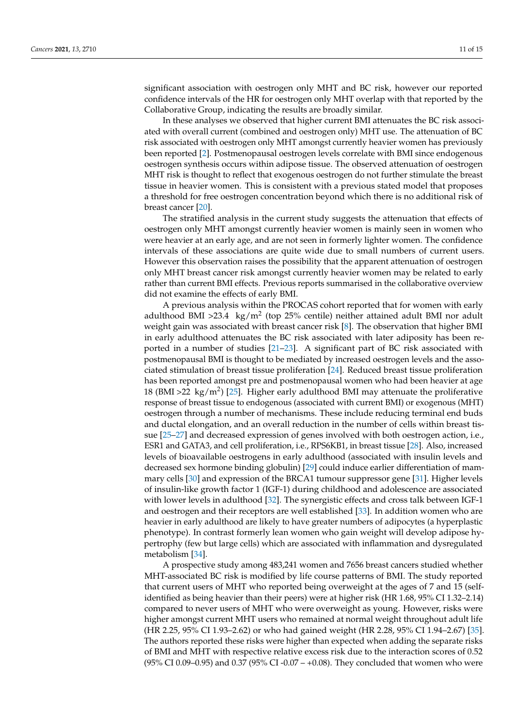significant association with oestrogen only MHT and BC risk, however our reported confidence intervals of the HR for oestrogen only MHT overlap with that reported by the Collaborative Group, indicating the results are broadly similar.

In these analyses we observed that higher current BMI attenuates the BC risk associated with overall current (combined and oestrogen only) MHT use. The attenuation of BC risk associated with oestrogen only MHT amongst currently heavier women has previously been reported [2]. Postmenopausal oestrogen levels correlate with BMI since endogenous oestrogen synthesis occurs within adipose tissue. The observed attenuation of oestrogen MHT risk is thought to reflect that exogenous oestrogen do not further stimulate the breast tissue in heavier women. This is consistent with a previous stated model that proposes a threshold for free oestrogen concentration beyond which there is no additional risk of breast cancer [20].

The stratified analysis in the current study suggests the attenuation that effects of oestrogen only MHT amongst currently heavier women is mainly seen in women who were heavier at an early age, and are not seen in formerly lighter women. The confidence intervals of these associations are quite wide due to small numbers of current users. However this observation raises the possibility that the apparent attenuation of oestrogen only MHT breast cancer risk amongst currently heavier women may be related to early rather than current BMI effects. Previous reports summarised in the collaborative overview did not examine the effects of early BMI.

A previous analysis within the PROCAS cohort reported that for women with early adulthood BMI >23.4 $kg/m^2$ (top 25% centile) neither attained adult BMI nor adult weight gain was associated with breast cancer risk [8]. The observation that higher BMI in early adulthood attenuates the BC risk associated with later adiposity has been reported in a number of studies [21–23]. A significant part of BC risk associated with postmenopausal BMI is thought to be mediated by increased oestrogen levels and the associated stimulation of breast tissue proliferation [24]. Reduced breast tissue proliferation has been reported amongst pre and postmenopausal women who had been heavier at age 18 (BMI >22 $kg/m^2$) [25]. Higher early adulthood BMI may attenuate the proliferative response of breast tissue to endogenous (associated with current BMI) or exogenous (MHT) oestrogen through a number of mechanisms. These include reducing terminal end buds and ductal elongation, and an overall reduction in the number of cells within breast tissue [25–27] and decreased expression of genes involved with both oestrogen action, i.e., ESR1 and GATA3, and cell proliferation, i.e., RPS6KB1, in breast tissue [28]. Also, increased levels of bioavailable oestrogens in early adulthood (associated with insulin levels and decreased sex hormone binding globulin) [29] could induce earlier differentiation of mammary cells [30] and expression of the BRCA1 tumour suppressor gene [31]. Higher levels of insulin-like growth factor 1 (IGF-1) during childhood and adolescence are associated with lower levels in adulthood [32]. The synergistic effects and cross talk between IGF-1 and oestrogen and their receptors are well established [33]. In addition women who are heavier in early adulthood are likely to have greater numbers of adipocytes (a hyperplastic phenotype). In contrast formerly lean women who gain weight will develop adipose hypertrophy (few but large cells) which are associated with inflammation and dysregulated metabolism [34].

A prospective study among 483,241 women and 7656 breast cancers studied whether MHT-associated BC risk is modified by life course patterns of BMI. The study reported that current users of MHT who reported being overweight at the ages of 7 and 15 (self-identified as being heavier than their peers) were at higher risk (HR 1.68, 95% CI 1.32–2.14) compared to never users of MHT who were overweight as young. However, risks were higher amongst current MHT users who remained at normal weight throughout adult life (HR 2.25, 95% CI 1.93–2.62) or who had gained weight (HR 2.28, 95% CI 1.94–2.67) [35]. The authors reported these risks were higher than expected when adding the separate risks of BMI and MHT with respective relative excess risk due to the interaction scores of 0.52 (95% CI 0.09–0.95) and 0.37 (95% CI -0.07 – +0.08). They concluded that women who were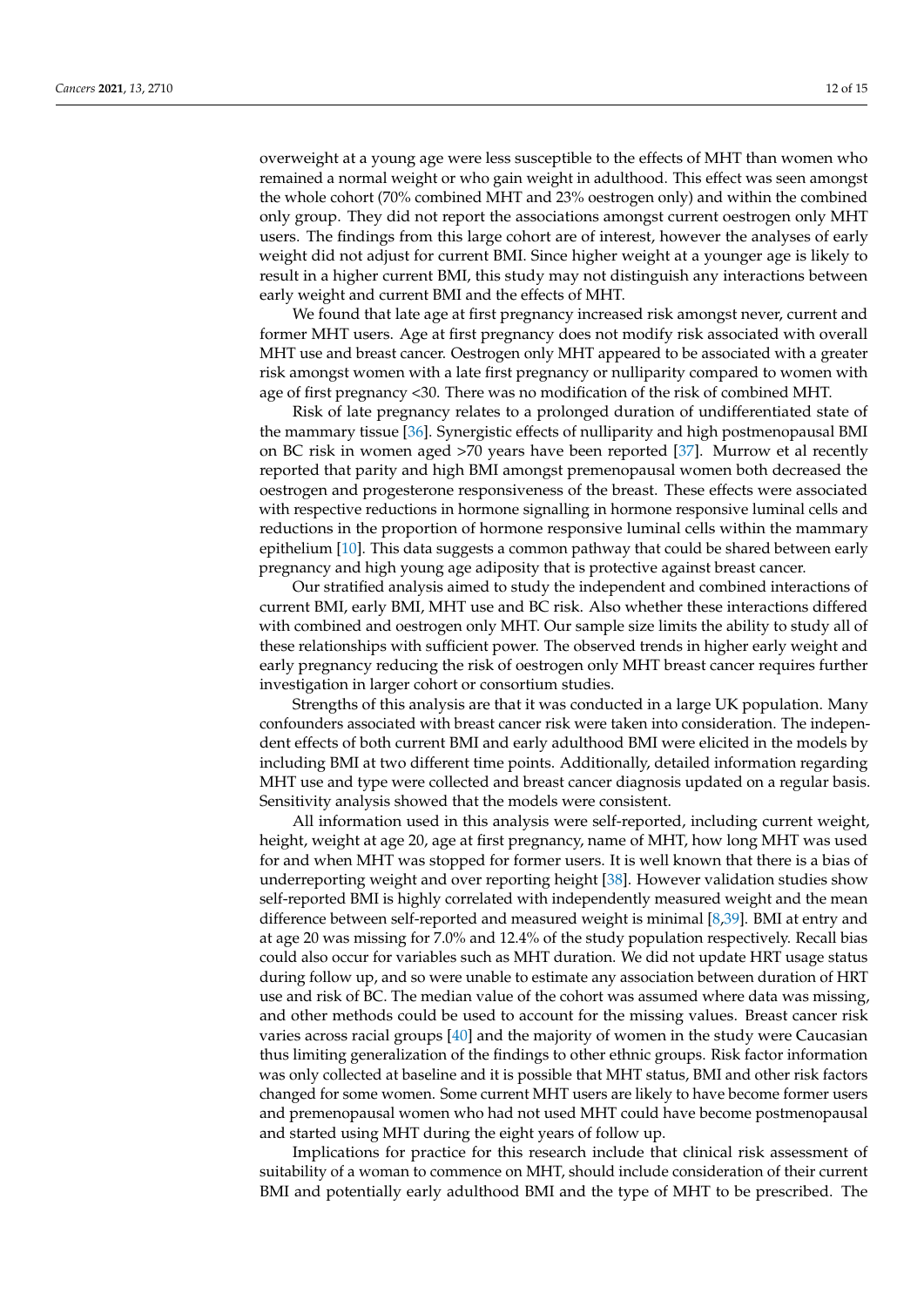overweight at a young age were less susceptible to the effects of MHT than women who remained a normal weight or who gain weight in adulthood. This effect was seen amongst the whole cohort (70% combined MHT and 23% oestrogen only) and within the combined only group. They did not report the associations amongst current oestrogen only MHT users. The findings from this large cohort are of interest, however the analyses of early weight did not adjust for current BMI. Since higher weight at a younger age is likely to result in a higher current BMI, this study may not distinguish any interactions between early weight and current BMI and the effects of MHT.

We found that late age at first pregnancy increased risk amongst never, current and former MHT users. Age at first pregnancy does not modify risk associated with overall MHT use and breast cancer. Oestrogen only MHT appeared to be associated with a greater risk amongst women with a late first pregnancy or nulliparity compared to women with age of first pregnancy <30. There was no modification of the risk of combined MHT.

Risk of late pregnancy relates to a prolonged duration of undifferentiated state of the mammary tissue [36]. Synergistic effects of nulliparity and high postmenopausal BMI on BC risk in women aged >70 years have been reported [37]. Murrow et al recently reported that parity and high BMI amongst premenopausal women both decreased the oestrogen and progesterone responsiveness of the breast. These effects were associated with respective reductions in hormone signalling in hormone responsive luminal cells and reductions in the proportion of hormone responsive luminal cells within the mammary epithelium [10]. This data suggests a common pathway that could be shared between early pregnancy and high young age adiposity that is protective against breast cancer.

Our stratified analysis aimed to study the independent and combined interactions of current BMI, early BMI, MHT use and BC risk. Also whether these interactions differed with combined and oestrogen only MHT. Our sample size limits the ability to study all of these relationships with sufficient power. The observed trends in higher early weight and early pregnancy reducing the risk of oestrogen only MHT breast cancer requires further investigation in larger cohort or consortium studies.

Strengths of this analysis are that it was conducted in a large UK population. Many confounders associated with breast cancer risk were taken into consideration. The independent effects of both current BMI and early adulthood BMI were elicited in the models by including BMI at two different time points. Additionally, detailed information regarding MHT use and type were collected and breast cancer diagnosis updated on a regular basis. Sensitivity analysis showed that the models were consistent.

All information used in this analysis were self-reported, including current weight, height, weight at age 20, age at first pregnancy, name of MHT, how long MHT was used for and when MHT was stopped for former users. It is well known that there is a bias of underreporting weight and over reporting height [38]. However validation studies show self-reported BMI is highly correlated with independently measured weight and the mean difference between self-reported and measured weight is minimal [8,39]. BMI at entry and at age 20 was missing for 7.0% and 12.4% of the study population respectively. Recall bias could also occur for variables such as MHT duration. We did not update HRT usage status during follow up, and so were unable to estimate any association between duration of HRT use and risk of BC. The median value of the cohort was assumed where data was missing, and other methods could be used to account for the missing values. Breast cancer risk varies across racial groups [40] and the majority of women in the study were Caucasian thus limiting generalization of the findings to other ethnic groups. Risk factor information was only collected at baseline and it is possible that MHT status, BMI and other risk factors changed for some women. Some current MHT users are likely to have become former users and premenopausal women who had not used MHT could have become postmenopausal and started using MHT during the eight years of follow up.

Implications for practice for this research include that clinical risk assessment of suitability of a woman to commence on MHT, should include consideration of their current BMI and potentially early adulthood BMI and the type of MHT to be prescribed. The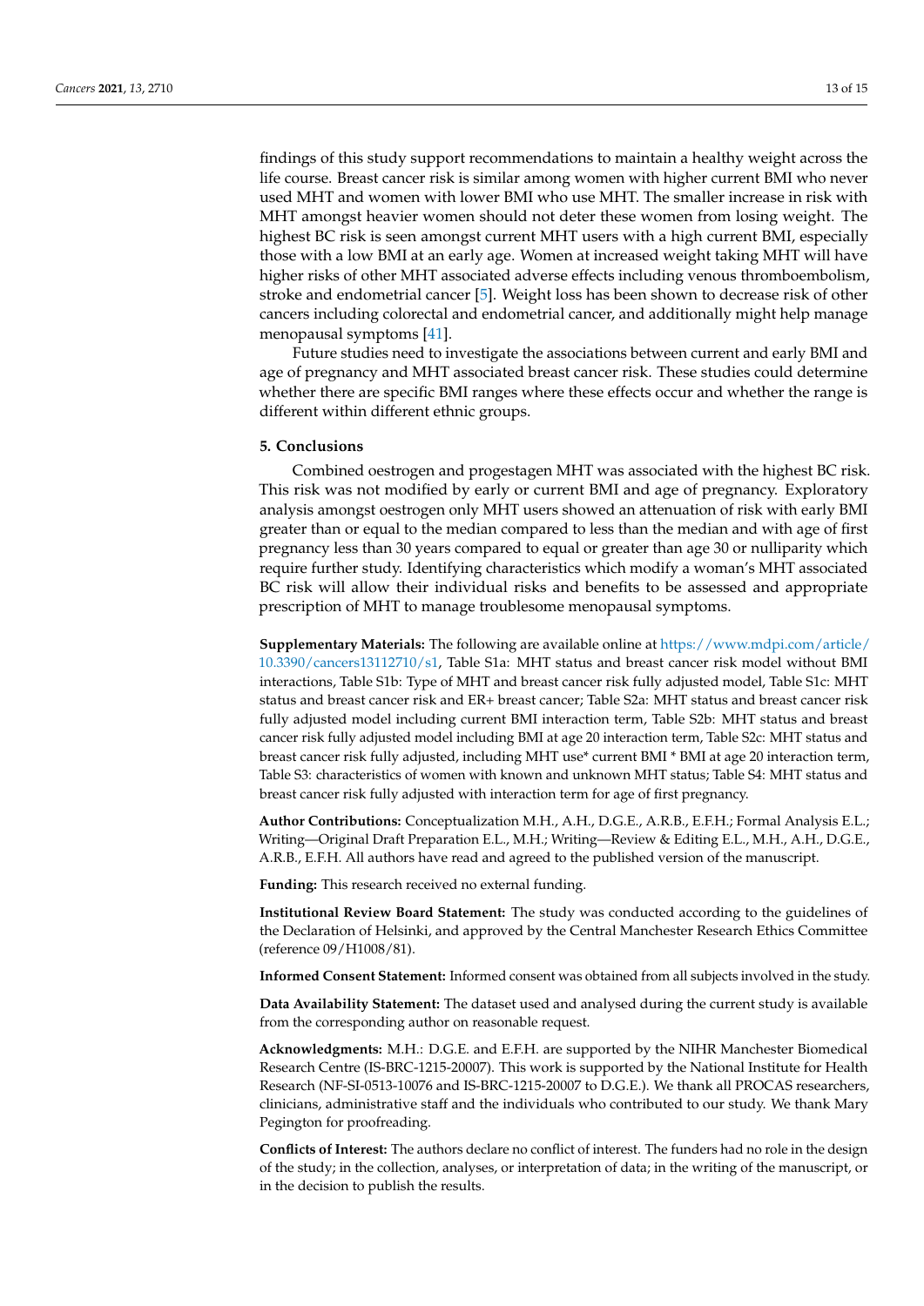findings of this study support recommendations to maintain a healthy weight across the life course. Breast cancer risk is similar among women with higher current BMI who never used MHT and women with lower BMI who use MHT. The smaller increase in risk with MHT amongst heavier women should not deter these women from losing weight. The highest BC risk is seen amongst current MHT users with a high current BMI, especially those with a low BMI at an early age. Women at increased weight taking MHT will have higher risks of other MHT associated adverse effects including venous thromboembolism, stroke and endometrial cancer [5]. Weight loss has been shown to decrease risk of other cancers including colorectal and endometrial cancer, and additionally might help manage menopausal symptoms [41].

Future studies need to investigate the associations between current and early BMI and age of pregnancy and MHT associated breast cancer risk. These studies could determine whether there are specific BMI ranges where these effects occur and whether the range is different within different ethnic groups.

## 5. Conclusions

Combined oestrogen and progestagen MHT was associated with the highest BC risk. This risk was not modified by early or current BMI and age of pregnancy. Exploratory analysis amongst oestrogen only MHT users showed an attenuation of risk with early BMI greater than or equal to the median compared to less than the median and with age of first pregnancy less than 30 years compared to equal or greater than age 30 or nulliparity which require further study. Identifying characteristics which modify a woman's MHT associated BC risk will allow their individual risks and benefits to be assessed and appropriate prescription of MHT to manage troublesome menopausal symptoms.

**Supplementary Materials:** The following are available online at https://www.mdpi.com/article/10.3390/cancers13112710/s1, Table S1a: MHT status and breast cancer risk model without BMI interactions, Table S1b: Type of MHT and breast cancer risk fully adjusted model, Table S1c: MHT status and breast cancer risk and ER+ breast cancer; Table S2a: MHT status and breast cancer risk fully adjusted model including current BMI interaction term, Table S2b: MHT status and breast cancer risk fully adjusted model including BMI at age 20 interaction term, Table S2c: MHT status and breast cancer risk fully adjusted, including MHT use* current BMI * BMI at age 20 interaction term, Table S3: characteristics of women with known and unknown MHT status; Table S4: MHT status and breast cancer risk fully adjusted with interaction term for age of first pregnancy.

**Author Contributions:** Conceptualization M.H., A.H., D.G.E., A.R.B., E.F.H.; Formal Analysis E.L.; Writing—Original Draft Preparation E.L., M.H.; Writing—Review & Editing E.L., M.H., A.H., D.G.E., A.R.B., E.F.H. All authors have read and agreed to the published version of the manuscript.

**Funding:** This research received no external funding.

**Institutional Review Board Statement:** The study was conducted according to the guidelines of the Declaration of Helsinki, and approved by the Central Manchester Research Ethics Committee (reference 09/H1008/81).

**Informed Consent Statement:** Informed consent was obtained from all subjects involved in the study.

**Data Availability Statement:** The dataset used and analysed during the current study is available from the corresponding author on reasonable request.

**Acknowledgments:** M.H.: D.G.E. and E.F.H. are supported by the NIHR Manchester Biomedical Research Centre (IS-BRC-1215-20007). This work is supported by the National Institute for Health Research (NF-SI-0513-10076 and IS-BRC-1215-20007 to D.G.E.). We thank all PROCAS researchers, clinicians, administrative staff and the individuals who contributed to our study. We thank Mary Pegington for proofreading.

**Conflicts of Interest:** The authors declare no conflict of interest. The funders had no role in the design of the study; in the collection, analyses, or interpretation of data; in the writing of the manuscript, or in the decision to publish the results.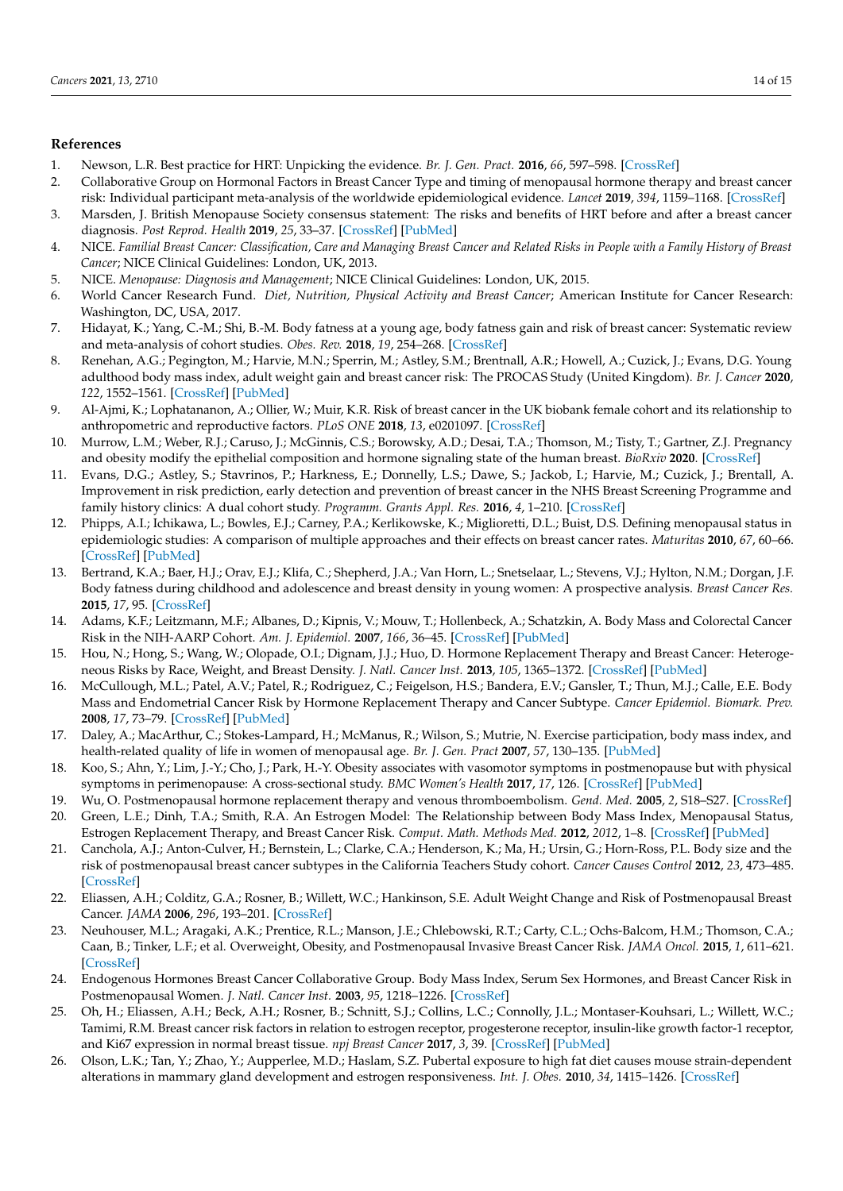## References

1. Newson, L.R. Best practice for HRT: Unpicking the evidence. *Br. J. Gen. Pract.* **2016**, *66*, 597–598. [CrossRef]
2. Collaborative Group on Hormonal Factors in Breast Cancer Type and timing of menopausal hormone therapy and breast cancer risk: Individual participant meta-analysis of the worldwide epidemiological evidence. *Lancet* **2019**, *394*, 1159–1168. [CrossRef]
3. Marsden, J. British Menopause Society consensus statement: The risks and benefits of HRT before and after a breast cancer diagnosis. *Post Reprod. Health* **2019**, *25*, 33–37. [CrossRef] [PubMed]
4. NICE. *Familial Breast Cancer: Classification, Care and Managing Breast Cancer and Related Risks in People with a Family History of Breast Cancer*; NICE Clinical Guidelines: London, UK, 2013.
5. NICE. *Menopause: Diagnosis and Management*; NICE Clinical Guidelines: London, UK, 2015.
6. World Cancer Research Fund. *Diet, Nutrition, Physical Activity and Breast Cancer*; American Institute for Cancer Research: Washington, DC, USA, 2017.
7. Hidayat, K.; Yang, C.-M.; Shi, B.-M. Body fatness at a young age, body fatness gain and risk of breast cancer: Systematic review and meta-analysis of cohort studies. *Obes. Rev.* **2018**, *19*, 254–268. [CrossRef]
8. Renehan, A.G.; Pegington, M.; Harvie, M.N.; Sperrin, M.; Astley, S.M.; Brentnall, A.R.; Howell, A.; Cuzick, J.; Evans, D.G. Young adulthood body mass index, adult weight gain and breast cancer risk: The PROCAS Study (United Kingdom). *Br. J. Cancer* **2020**, *122*, 1552–1561. [CrossRef] [PubMed]
9. Al-Ajmi, K.; Lophatananon, A.; Ollier, W.; Muir, K.R. Risk of breast cancer in the UK biobank female cohort and its relationship to anthropometric and reproductive factors. *PLoS ONE* **2018**, *13*, e0201097. [CrossRef]
10. Murrow, L.M.; Weber, R.J.; Caruso, J.; McGinnis, C.S.; Borowsky, A.D.; Desai, T.A.; Thomson, M.; Tisty, T.; Gartner, Z.J. Pregnancy and obesity modify the epithelial composition and hormone signaling state of the human breast. *BioRxiv* **2020**. [CrossRef]
11. Evans, D.G.; Astley, S.; Stavrinos, P.; Harkness, E.; Donnelly, L.S.; Dawe, S.; Jackob, I.; Harvie, M.; Cuzick, J.; Brentall, A. Improvement in risk prediction, early detection and prevention of breast cancer in the NHS Breast Screening Programme and family history clinics: A dual cohort study. *Programm. Grants Appl. Res.* **2016**, *4*, 1–210. [CrossRef]
12. Phipps, A.I.; Ichikawa, L.; Bowles, E.J.; Carney, P.A.; Kerlikowske, K.; Miglioretti, D.L.; Buist, D.S. Defining menopausal status in epidemiologic studies: A comparison of multiple approaches and their effects on breast cancer rates. *Maturitas* **2010**, *67*, 60–66. [CrossRef] [PubMed]
13. Bertrand, K.A.; Baer, H.J.; Orav, E.J.; Klifa, C.; Shepherd, J.A.; Van Horn, L.; Snetselaar, L.; Stevens, V.J.; Hylton, N.M.; Dorgan, J.F. Body fatness during childhood and adolescence and breast density in young women: A prospective analysis. *Breast Cancer Res.* **2015**, *17*, 95. [CrossRef]
14. Adams, K.F.; Leitzmann, M.F.; Albanes, D.; Kipnis, V.; Mouw, T.; Hollenbeck, A.; Schatzkin, A. Body Mass and Colorectal Cancer Risk in the NIH-AARP Cohort. *Am. J. Epidemiol.* **2007**, *166*, 36–45. [CrossRef] [PubMed]
15. Hou, N.; Hong, S.; Wang, W.; Olopade, O.I.; Dignam, J.J.; Huo, D. Hormone Replacement Therapy and Breast Cancer: Heterogeneous Risks by Race, Weight, and Breast Density. *J. Natl. Cancer Inst.* **2013**, *105*, 1365–1372. [CrossRef] [PubMed]
16. McCullough, M.L.; Patel, A.V.; Patel, R.; Rodriguez, C.; Feigelson, H.S.; Bandera, E.V.; Gansler, T.; Thun, M.J.; Calle, E.E. Body Mass and Endometrial Cancer Risk by Hormone Replacement Therapy and Cancer Subtype. *Cancer Epidemiol. Biomark. Prev.* **2008**, *17*, 73–79. [CrossRef] [PubMed]
17. Daley, A.; MacArthur, C.; Stokes-Lampard, H.; McManus, R.; Wilson, S.; Mutrie, N. Exercise participation, body mass index, and health-related quality of life in women of menopausal age. *Br. J. Gen. Pract* **2007**, *57*, 130–135. [PubMed]
18. Koo, S.; Ahn, Y.; Lim, J.-Y.; Cho, J.; Park, H.-Y. Obesity associates with vasomotor symptoms in postmenopause but with physical symptoms in perimenopause: A cross-sectional study. *BMC Women's Health* **2017**, *17*, 126. [CrossRef] [PubMed]
19. Wu, O. Postmenopausal hormone replacement therapy and venous thromboembolism. *Gend. Med.* **2005**, *2*, S18–S27. [CrossRef]
20. Green, L.E.; Dinh, T.A.; Smith, R.A. An Estrogen Model: The Relationship between Body Mass Index, Menopausal Status, Estrogen Replacement Therapy, and Breast Cancer Risk. *Comput. Math. Methods Med.* **2012**, *2012*, 1–8. [CrossRef] [PubMed]
21. Canchola, A.J.; Anton-Culver, H.; Bernstein, L.; Clarke, C.A.; Henderson, K.; Ma, H.; Ursin, G.; Horn-Ross, P.L. Body size and the risk of postmenopausal breast cancer subtypes in the California Teachers Study cohort. *Cancer Causes Control* **2012**, *23*, 473–485. [CrossRef]
22. Eliassen, A.H.; Colditz, G.A.; Rosner, B.; Willett, W.C.; Hankinson, S.E. Adult Weight Change and Risk of Postmenopausal Breast Cancer. *JAMA* **2006**, *296*, 193–201. [CrossRef]
23. Neuhouser, M.L.; Aragaki, A.K.; Prentice, R.L.; Manson, J.E.; Chlebowski, R.T.; Carty, C.L.; Ochs-Balcom, H.M.; Thomson, C.A.; Caan, B.; Tinker, L.F.; et al. Overweight, Obesity, and Postmenopausal Invasive Breast Cancer Risk. *JAMA Oncol.* **2015**, *1*, 611–621. [CrossRef]
24. Endogenous Hormones Breast Cancer Collaborative Group. Body Mass Index, Serum Sex Hormones, and Breast Cancer Risk in Postmenopausal Women. *J. Natl. Cancer Inst.* **2003**, *95*, 1218–1226. [CrossRef]
25. Oh, H.; Eliassen, A.H.; Beck, A.H.; Rosner, B.; Schnitt, S.J.; Collins, L.C.; Connolly, J.L.; Montaser-Kouhsari, L.; Willett, W.C.; Tamimi, R.M. Breast cancer risk factors in relation to estrogen receptor, progesterone receptor, insulin-like growth factor-1 receptor, and Ki67 expression in normal breast tissue. *npj Breast Cancer* **2017**, *3*, 39. [CrossRef] [PubMed]
26. Olson, L.K.; Tan, Y.; Zhao, Y.; Aupperlee, M.D.; Haslam, S.Z. Pubertal exposure to high fat diet causes mouse strain-dependent alterations in mammary gland development and estrogen responsiveness. *Int. J. Obes.* **2010**, *34*, 1415–1426. [CrossRef]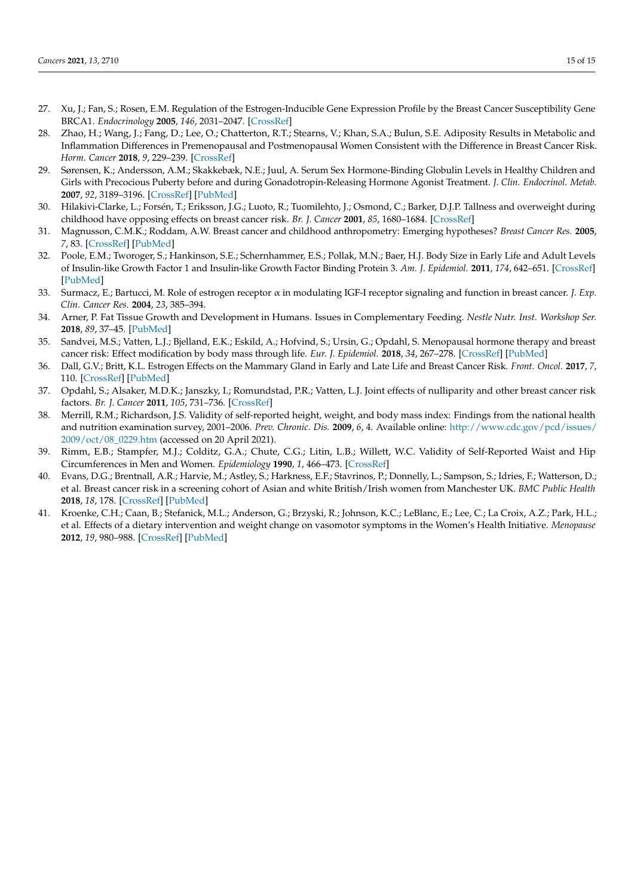27. Xu, J.; Fan, S.; Rosen, E.M. Regulation of the Estrogen-Inducible Gene Expression Profile by the Breast Cancer Susceptibility Gene BRCA1. *Endocrinology* **2005**, *146*, 2031–2047. [CrossRef]
28. Zhao, H.; Wang, J.; Fang, D.; Lee, O.; Chatterton, R.T.; Stearns, V.; Khan, S.A.; Bulun, S.E. Adiposity Results in Metabolic and Inflammation Differences in Premenopausal and Postmenopausal Women Consistent with the Difference in Breast Cancer Risk. *Horm. Cancer* **2018**, *9*, 229–239. [CrossRef]
29. Sørensen, K.; Andersson, A.M.; Skakkebæk, N.E.; Juul, A. Serum Sex Hormone-Binding Globulin Levels in Healthy Children and Girls with Precocious Puberty before and during Gonadotropin-Releasing Hormone Agonist Treatment. *J. Clin. Endocrinol. Metab.* **2007**, *92*, 3189–3196. [CrossRef] [PubMed]
30. Hilakivi-Clarke, L.; Forsén, T.; Eriksson, J.G.; Luoto, R.; Tuomilehto, J.; Osmond, C.; Barker, D.J.P. Tallness and overweight during childhood have opposing effects on breast cancer risk. *Br. J. Cancer* **2001**, *85*, 1680–1684. [CrossRef]
31. Magnusson, C.M.K.; Roddam, A.W. Breast cancer and childhood anthropometry: Emerging hypotheses? *Breast Cancer Res.* **2005**, *7*, 83. [CrossRef] [PubMed]
32. Poole, E.M.; Tworoger, S.; Hankinson, S.E.; Schernhammer, E.S.; Pollak, M.N.; Baer, H.J. Body Size in Early Life and Adult Levels of Insulin-like Growth Factor 1 and Insulin-like Growth Factor Binding Protein 3. *Am. J. Epidemiol.* **2011**, *174*, 642–651. [CrossRef] [PubMed]
33. Surmacz, E.; Bartucci, M. Role of estrogen receptor α in modulating IGF-I receptor signaling and function in breast cancer. *J. Exp. Clin. Cancer Res.* **2004**, *23*, 385–394.
34. Arner, P. Fat Tissue Growth and Development in Humans. Issues in Complementary Feeding. *Nestle Nutr. Inst. Workshop Ser.* **2018**, *89*, 37–45. [PubMed]
35. Sandvei, M.S.; Vatten, L.J.; Bjelland, E.K.; Eskild, A.; Hofvind, S.; Ursin, G.; Opdahl, S. Menopausal hormone therapy and breast cancer risk: Effect modification by body mass through life. *Eur. J. Epidemiol.* **2018**, *34*, 267–278. [CrossRef] [PubMed]
36. Dall, G.V.; Britt, K.L. Estrogen Effects on the Mammary Gland in Early and Late Life and Breast Cancer Risk. *Front. Oncol.* **2017**, *7*, 110. [CrossRef] [PubMed]
37. Opdahl, S.; Alsaker, M.D.K.; Janszky, I.; Romundstad, P.R.; Vatten, L.J. Joint effects of nulliparity and other breast cancer risk factors. *Br. J. Cancer* **2011**, *105*, 731–736. [CrossRef]
38. Merrill, R.M.; Richardson, J.S. Validity of self-reported height, weight, and body mass index: Findings from the national health and nutrition examination survey, 2001–2006. *Prev. Chronic. Dis.* **2009**, *6*, 4. Available online: http://www.cdc.gov/pcd/issues/2009/oct/08_0229.htm (accessed on 20 April 2021).
39. Rimm, E.B.; Stampfer, M.J.; Colditz, G.A.; Chute, C.G.; Litin, L.B.; Willett, W.C. Validity of Self-Reported Waist and Hip Circumferences in Men and Women. *Epidemiology* **1990**, *1*, 466–473. [CrossRef]
40. Evans, D.G.; Brentnall, A.R.; Harvie, M.; Astley, S.; Harkness, E.F.; Stavrinos, P.; Donnelly, L.; Sampson, S.; Idries, F.; Watterson, D.; et al. Breast cancer risk in a screening cohort of Asian and white British/Irish women from Manchester UK. *BMC Public Health* **2018**, *18*, 178. [CrossRef] [PubMed]
41. Kroenke, C.H.; Caan, B.; Stefanick, M.L.; Anderson, G.; Brzyski, R.; Johnson, K.C.; LeBlanc, E.; Lee, C.; La Croix, A.Z.; Park, H.L.; et al. Effects of a dietary intervention and weight change on vasomotor symptoms in the Women's Health Initiative. *Menopause* **2012**, *19*, 980–988. [CrossRef] [PubMed]